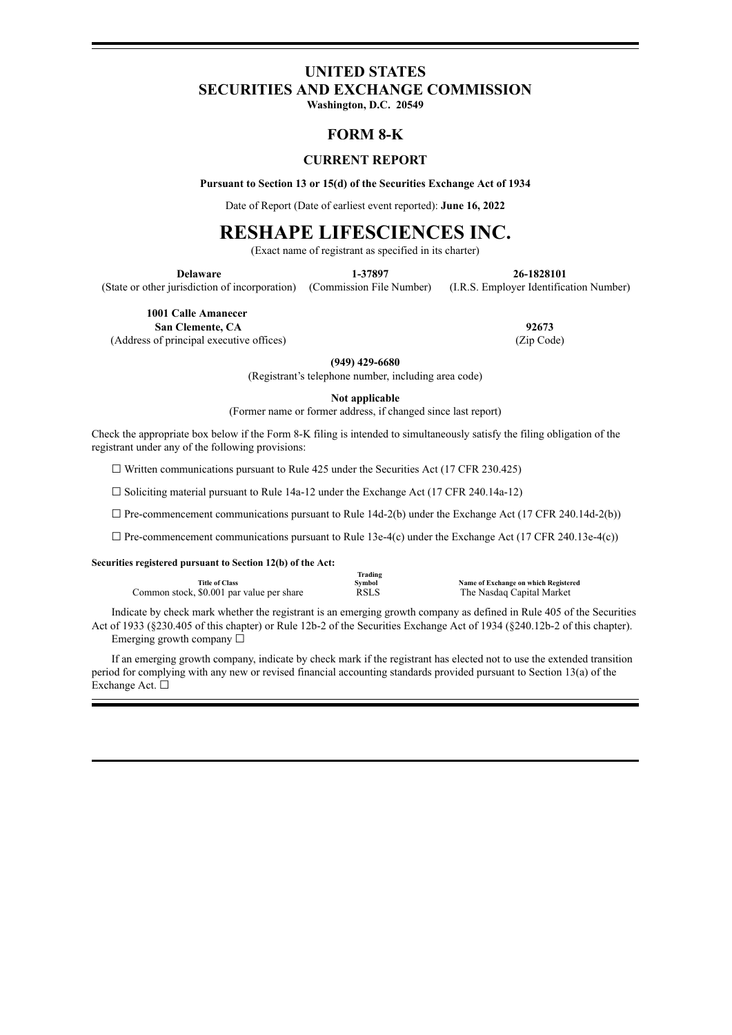# UNITED STATES
# SECURITIES AND EXCHANGE COMMISSION

**Washington, D.C. 20549**

## FORM 8-K

### CURRENT REPORT

**Pursuant to Section 13 or 15(d) of the Securities Exchange Act of 1934**

Date of Report (Date of earliest event reported): **June 16, 2022**

# RESHAPE LIFESCIENCES INC.

(Exact name of registrant as specified in its charter)

| **Delaware** | **1-37897** | **26-1828101** |
|---|---|---|
| (State or other jurisdiction of incorporation) | (Commission File Number) | (I.R.S. Employer Identification Number) |

| | |
|---|---|
| **1001 Calle Amanecer** **San Clemente, CA** | **92673** |
| (Address of principal executive offices) | (Zip Code) |

**(949) 429-6680**

(Registrant's telephone number, including area code)

**Not applicable**

(Former name or former address, if changed since last report)

Check the appropriate box below if the Form 8-K filing is intended to simultaneously satisfy the filing obligation of the registrant under any of the following provisions:

☐ Written communications pursuant to Rule 425 under the Securities Act (17 CFR 230.425)

☐ Soliciting material pursuant to Rule 14a-12 under the Exchange Act (17 CFR 240.14a-12)

☐ Pre-commencement communications pursuant to Rule 14d-2(b) under the Exchange Act (17 CFR 240.14d-2(b))

☐ Pre-commencement communications pursuant to Rule 13e-4(c) under the Exchange Act (17 CFR 240.13e-4(c))

**Securities registered pursuant to Section 12(b) of the Act:**

| Title of Class | Trading Symbol | Name of Exchange on which Registered |
|---|---|---|
| Common stock, $0.001 par value per share | RSLS | The Nasdaq Capital Market |

Indicate by check mark whether the registrant is an emerging growth company as defined in Rule 405 of the Securities Act of 1933 (§230.405 of this chapter) or Rule 12b-2 of the Securities Exchange Act of 1934 (§240.12b-2 of this chapter).
Emerging growth company ☐

If an emerging growth company, indicate by check mark if the registrant has elected not to use the extended transition period for complying with any new or revised financial accounting standards provided pursuant to Section 13(a) of the Exchange Act. ☐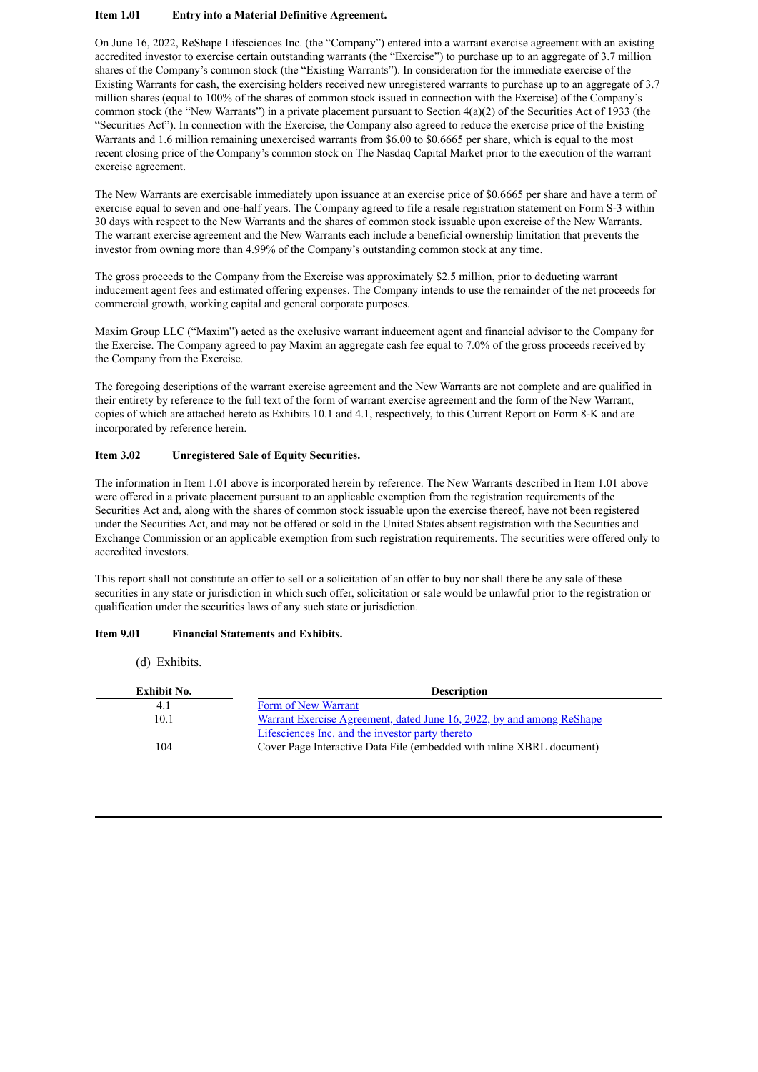**Item 1.01 Entry into a Material Definitive Agreement.**

On June 16, 2022, ReShape Lifesciences Inc. (the "Company") entered into a warrant exercise agreement with an existing accredited investor to exercise certain outstanding warrants (the "Exercise") to purchase up to an aggregate of 3.7 million shares of the Company's common stock (the "Existing Warrants"). In consideration for the immediate exercise of the Existing Warrants for cash, the exercising holders received new unregistered warrants to purchase up to an aggregate of 3.7 million shares (equal to 100% of the shares of common stock issued in connection with the Exercise) of the Company's common stock (the "New Warrants") in a private placement pursuant to Section 4(a)(2) of the Securities Act of 1933 (the "Securities Act"). In connection with the Exercise, the Company also agreed to reduce the exercise price of the Existing Warrants and 1.6 million remaining unexercised warrants from $6.00 to $0.6665 per share, which is equal to the most recent closing price of the Company's common stock on The Nasdaq Capital Market prior to the execution of the warrant exercise agreement.

The New Warrants are exercisable immediately upon issuance at an exercise price of $0.6665 per share and have a term of exercise equal to seven and one-half years. The Company agreed to file a resale registration statement on Form S-3 within 30 days with respect to the New Warrants and the shares of common stock issuable upon exercise of the New Warrants. The warrant exercise agreement and the New Warrants each include a beneficial ownership limitation that prevents the investor from owning more than 4.99% of the Company's outstanding common stock at any time.

The gross proceeds to the Company from the Exercise was approximately $2.5 million, prior to deducting warrant inducement agent fees and estimated offering expenses. The Company intends to use the remainder of the net proceeds for commercial growth, working capital and general corporate purposes.

Maxim Group LLC ("Maxim") acted as the exclusive warrant inducement agent and financial advisor to the Company for the Exercise. The Company agreed to pay Maxim an aggregate cash fee equal to 7.0% of the gross proceeds received by the Company from the Exercise.

The foregoing descriptions of the warrant exercise agreement and the New Warrants are not complete and are qualified in their entirety by reference to the full text of the form of warrant exercise agreement and the form of the New Warrant, copies of which are attached hereto as Exhibits 10.1 and 4.1, respectively, to this Current Report on Form 8-K and are incorporated by reference herein.

**Item 3.02 Unregistered Sale of Equity Securities.**

The information in Item 1.01 above is incorporated herein by reference. The New Warrants described in Item 1.01 above were offered in a private placement pursuant to an applicable exemption from the registration requirements of the Securities Act and, along with the shares of common stock issuable upon the exercise thereof, have not been registered under the Securities Act, and may not be offered or sold in the United States absent registration with the Securities and Exchange Commission or an applicable exemption from such registration requirements. The securities were offered only to accredited investors.

This report shall not constitute an offer to sell or a solicitation of an offer to buy nor shall there be any sale of these securities in any state or jurisdiction in which such offer, solicitation or sale would be unlawful prior to the registration or qualification under the securities laws of any such state or jurisdiction.

**Item 9.01 Financial Statements and Exhibits.**

(d) Exhibits.

| Exhibit No. | Description |
|---|---|
| 4.1 | Form of New Warrant |
| 10.1 | Warrant Exercise Agreement, dated June 16, 2022, by and among ReShape Lifesciences Inc. and the investor party thereto |
| 104 | Cover Page Interactive Data File (embedded with inline XBRL document) |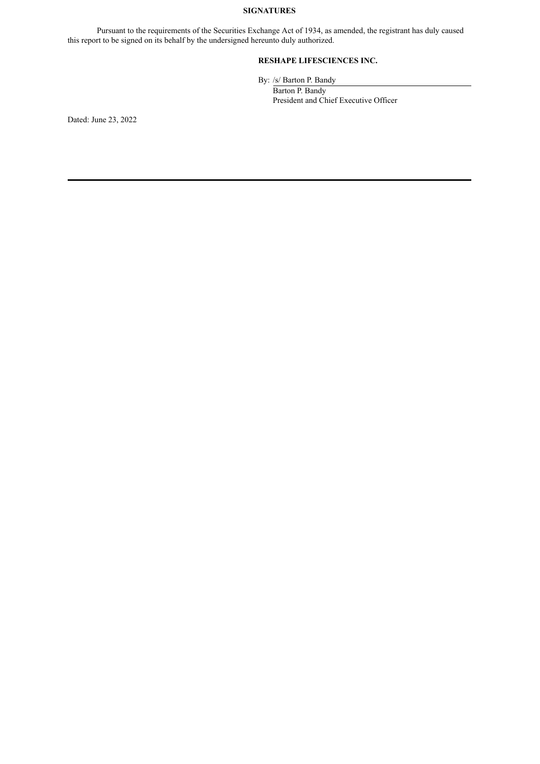## SIGNATURES

Pursuant to the requirements of the Securities Exchange Act of 1934, as amended, the registrant has duly caused this report to be signed on its behalf by the undersigned hereunto duly authorized.

**RESHAPE LIFESCIENCES INC.**

By: /s/ Barton P. Bandy
Barton P. Bandy
President and Chief Executive Officer

Dated: June 23, 2022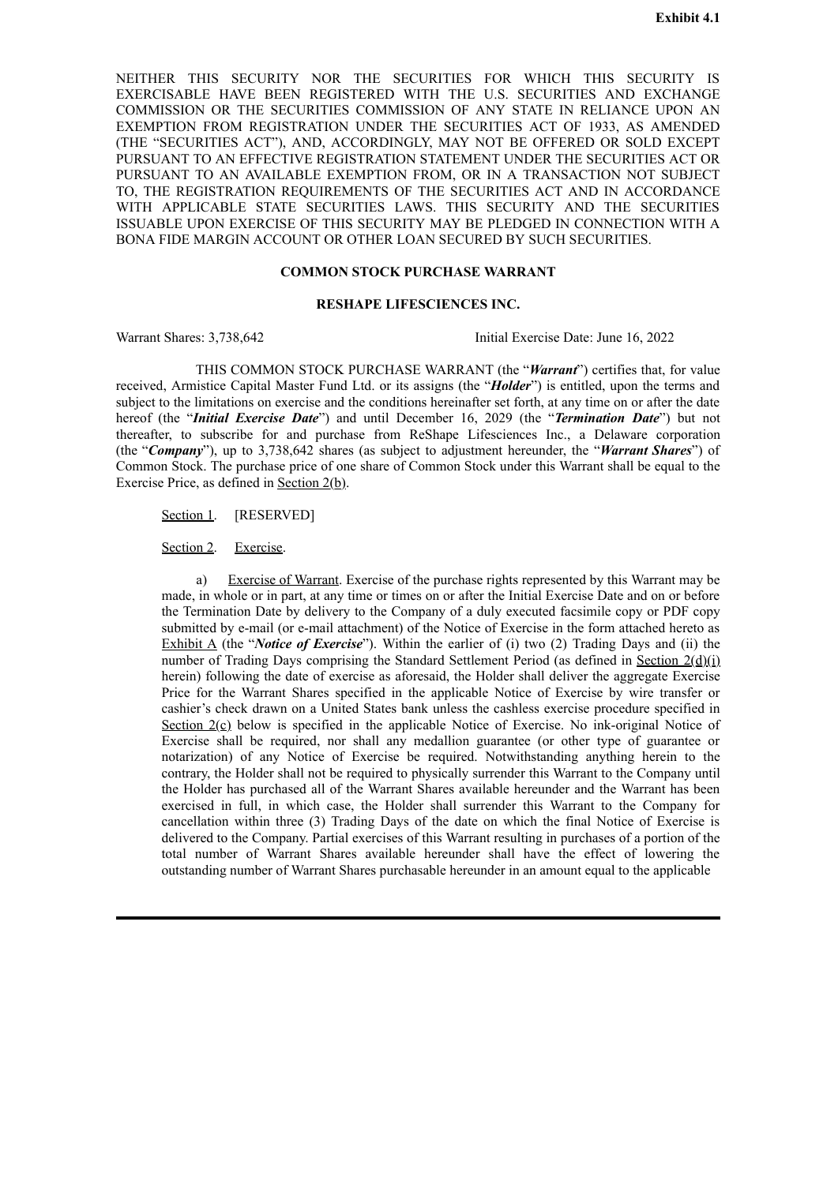**Exhibit 4.1**

NEITHER THIS SECURITY NOR THE SECURITIES FOR WHICH THIS SECURITY IS EXERCISABLE HAVE BEEN REGISTERED WITH THE U.S. SECURITIES AND EXCHANGE COMMISSION OR THE SECURITIES COMMISSION OF ANY STATE IN RELIANCE UPON AN EXEMPTION FROM REGISTRATION UNDER THE SECURITIES ACT OF 1933, AS AMENDED (THE "SECURITIES ACT"), AND, ACCORDINGLY, MAY NOT BE OFFERED OR SOLD EXCEPT PURSUANT TO AN EFFECTIVE REGISTRATION STATEMENT UNDER THE SECURITIES ACT OR PURSUANT TO AN AVAILABLE EXEMPTION FROM, OR IN A TRANSACTION NOT SUBJECT TO, THE REGISTRATION REQUIREMENTS OF THE SECURITIES ACT AND IN ACCORDANCE WITH APPLICABLE STATE SECURITIES LAWS. THIS SECURITY AND THE SECURITIES ISSUABLE UPON EXERCISE OF THIS SECURITY MAY BE PLEDGED IN CONNECTION WITH A BONA FIDE MARGIN ACCOUNT OR OTHER LOAN SECURED BY SUCH SECURITIES.

**COMMON STOCK PURCHASE WARRANT**

**RESHAPE LIFESCIENCES INC.**

Warrant Shares: 3,738,642 Initial Exercise Date: June 16, 2022

THIS COMMON STOCK PURCHASE WARRANT (the "***Warrant***") certifies that, for value received, Armistice Capital Master Fund Ltd. or its assigns (the "***Holder***") is entitled, upon the terms and subject to the limitations on exercise and the conditions hereinafter set forth, at any time on or after the date hereof (the "***Initial Exercise Date***") and until December 16, 2029 (the "***Termination Date***") but not thereafter, to subscribe for and purchase from ReShape Lifesciences Inc., a Delaware corporation (the "***Company***"), up to 3,738,642 shares (as subject to adjustment hereunder, the "***Warrant Shares***") of Common Stock. The purchase price of one share of Common Stock under this Warrant shall be equal to the Exercise Price, as defined in Section 2(b).

Section 1. [RESERVED]

Section 2. Exercise.

a) Exercise of Warrant. Exercise of the purchase rights represented by this Warrant may be made, in whole or in part, at any time or times on or after the Initial Exercise Date and on or before the Termination Date by delivery to the Company of a duly executed facsimile copy or PDF copy submitted by e-mail (or e-mail attachment) of the Notice of Exercise in the form attached hereto as Exhibit A (the "***Notice of Exercise***"). Within the earlier of (i) two (2) Trading Days and (ii) the number of Trading Days comprising the Standard Settlement Period (as defined in Section 2(d)(i) herein) following the date of exercise as aforesaid, the Holder shall deliver the aggregate Exercise Price for the Warrant Shares specified in the applicable Notice of Exercise by wire transfer or cashier's check drawn on a United States bank unless the cashless exercise procedure specified in Section 2(c) below is specified in the applicable Notice of Exercise. No ink-original Notice of Exercise shall be required, nor shall any medallion guarantee (or other type of guarantee or notarization) of any Notice of Exercise be required. Notwithstanding anything herein to the contrary, the Holder shall not be required to physically surrender this Warrant to the Company until the Holder has purchased all of the Warrant Shares available hereunder and the Warrant has been exercised in full, in which case, the Holder shall surrender this Warrant to the Company for cancellation within three (3) Trading Days of the date on which the final Notice of Exercise is delivered to the Company. Partial exercises of this Warrant resulting in purchases of a portion of the total number of Warrant Shares available hereunder shall have the effect of lowering the outstanding number of Warrant Shares purchasable hereunder in an amount equal to the applicable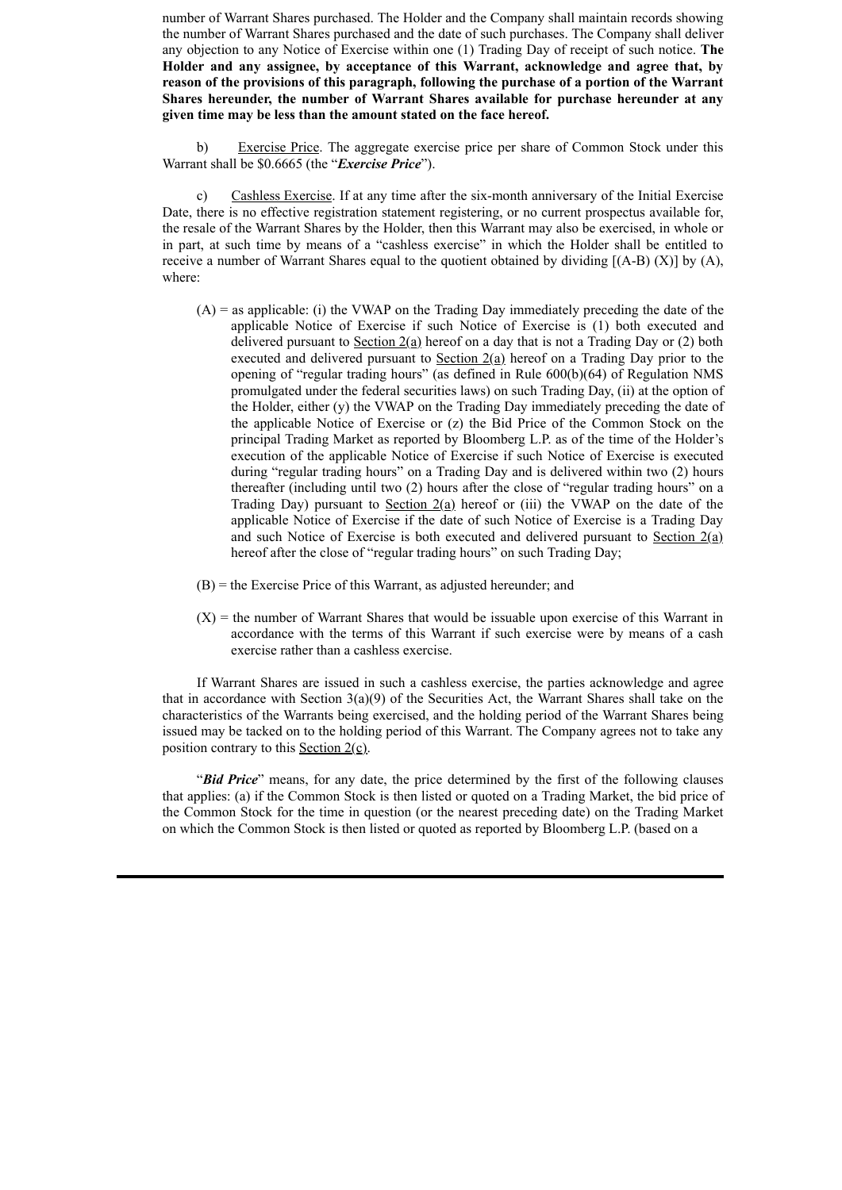number of Warrant Shares purchased. The Holder and the Company shall maintain records showing the number of Warrant Shares purchased and the date of such purchases. The Company shall deliver any objection to any Notice of Exercise within one (1) Trading Day of receipt of such notice. **The Holder and any assignee, by acceptance of this Warrant, acknowledge and agree that, by reason of the provisions of this paragraph, following the purchase of a portion of the Warrant Shares hereunder, the number of Warrant Shares available for purchase hereunder at any given time may be less than the amount stated on the face hereof.**

b) Exercise Price. The aggregate exercise price per share of Common Stock under this Warrant shall be $0.6665 (the "***Exercise Price***").

c) Cashless Exercise. If at any time after the six-month anniversary of the Initial Exercise Date, there is no effective registration statement registering, or no current prospectus available for, the resale of the Warrant Shares by the Holder, then this Warrant may also be exercised, in whole or in part, at such time by means of a "cashless exercise" in which the Holder shall be entitled to receive a number of Warrant Shares equal to the quotient obtained by dividing [(A-B) (X)] by (A), where:

(A) = as applicable: (i) the VWAP on the Trading Day immediately preceding the date of the applicable Notice of Exercise if such Notice of Exercise is (1) both executed and delivered pursuant to Section 2(a) hereof on a day that is not a Trading Day or (2) both executed and delivered pursuant to Section 2(a) hereof on a Trading Day prior to the opening of "regular trading hours" (as defined in Rule 600(b)(64) of Regulation NMS promulgated under the federal securities laws) on such Trading Day, (ii) at the option of the Holder, either (y) the VWAP on the Trading Day immediately preceding the date of the applicable Notice of Exercise or (z) the Bid Price of the Common Stock on the principal Trading Market as reported by Bloomberg L.P. as of the time of the Holder's execution of the applicable Notice of Exercise if such Notice of Exercise is executed during "regular trading hours" on a Trading Day and is delivered within two (2) hours thereafter (including until two (2) hours after the close of "regular trading hours" on a Trading Day) pursuant to Section 2(a) hereof or (iii) the VWAP on the date of the applicable Notice of Exercise if the date of such Notice of Exercise is a Trading Day and such Notice of Exercise is both executed and delivered pursuant to Section 2(a) hereof after the close of "regular trading hours" on such Trading Day;

(B) = the Exercise Price of this Warrant, as adjusted hereunder; and

(X) = the number of Warrant Shares that would be issuable upon exercise of this Warrant in accordance with the terms of this Warrant if such exercise were by means of a cash exercise rather than a cashless exercise.

If Warrant Shares are issued in such a cashless exercise, the parties acknowledge and agree that in accordance with Section 3(a)(9) of the Securities Act, the Warrant Shares shall take on the characteristics of the Warrants being exercised, and the holding period of the Warrant Shares being issued may be tacked on to the holding period of this Warrant. The Company agrees not to take any position contrary to this Section 2(c).

"***Bid Price***" means, for any date, the price determined by the first of the following clauses that applies: (a) if the Common Stock is then listed or quoted on a Trading Market, the bid price of the Common Stock for the time in question (or the nearest preceding date) on the Trading Market on which the Common Stock is then listed or quoted as reported by Bloomberg L.P. (based on a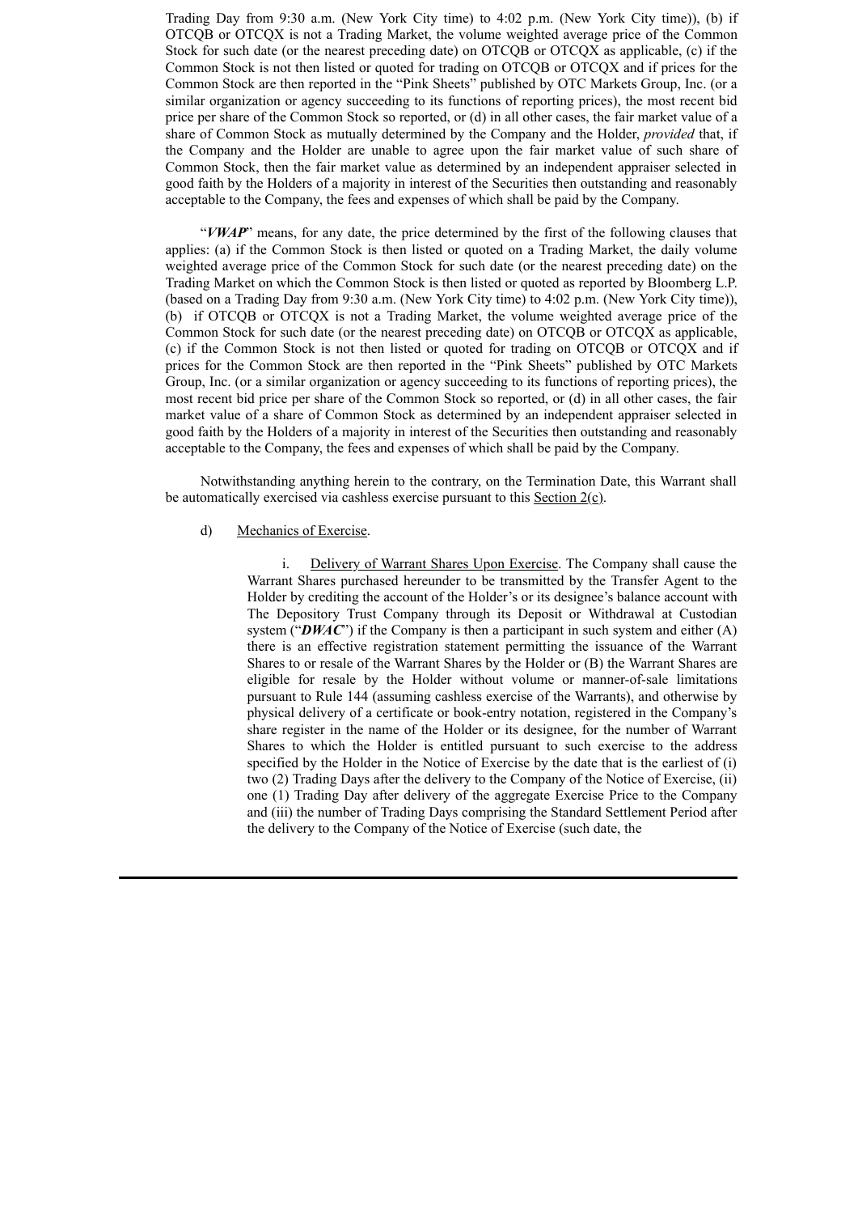Trading Day from 9:30 a.m. (New York City time) to 4:02 p.m. (New York City time)), (b) if OTCQB or OTCQX is not a Trading Market, the volume weighted average price of the Common Stock for such date (or the nearest preceding date) on OTCQB or OTCQX as applicable, (c) if the Common Stock is not then listed or quoted for trading on OTCQB or OTCQX and if prices for the Common Stock are then reported in the "Pink Sheets" published by OTC Markets Group, Inc. (or a similar organization or agency succeeding to its functions of reporting prices), the most recent bid price per share of the Common Stock so reported, or (d) in all other cases, the fair market value of a share of Common Stock as mutually determined by the Company and the Holder, *provided* that, if the Company and the Holder are unable to agree upon the fair market value of such share of Common Stock, then the fair market value as determined by an independent appraiser selected in good faith by the Holders of a majority in interest of the Securities then outstanding and reasonably acceptable to the Company, the fees and expenses of which shall be paid by the Company.

"***VWAP***" means, for any date, the price determined by the first of the following clauses that applies: (a) if the Common Stock is then listed or quoted on a Trading Market, the daily volume weighted average price of the Common Stock for such date (or the nearest preceding date) on the Trading Market on which the Common Stock is then listed or quoted as reported by Bloomberg L.P. (based on a Trading Day from 9:30 a.m. (New York City time) to 4:02 p.m. (New York City time)), (b) if OTCQB or OTCQX is not a Trading Market, the volume weighted average price of the Common Stock for such date (or the nearest preceding date) on OTCQB or OTCQX as applicable, (c) if the Common Stock is not then listed or quoted for trading on OTCQB or OTCQX and if prices for the Common Stock are then reported in the "Pink Sheets" published by OTC Markets Group, Inc. (or a similar organization or agency succeeding to its functions of reporting prices), the most recent bid price per share of the Common Stock so reported, or (d) in all other cases, the fair market value of a share of Common Stock as determined by an independent appraiser selected in good faith by the Holders of a majority in interest of the Securities then outstanding and reasonably acceptable to the Company, the fees and expenses of which shall be paid by the Company.

Notwithstanding anything herein to the contrary, on the Termination Date, this Warrant shall be automatically exercised via cashless exercise pursuant to this Section 2(c).

d) Mechanics of Exercise.

i. Delivery of Warrant Shares Upon Exercise. The Company shall cause the Warrant Shares purchased hereunder to be transmitted by the Transfer Agent to the Holder by crediting the account of the Holder's or its designee's balance account with The Depository Trust Company through its Deposit or Withdrawal at Custodian system ("***DWAC***") if the Company is then a participant in such system and either (A) there is an effective registration statement permitting the issuance of the Warrant Shares to or resale of the Warrant Shares by the Holder or (B) the Warrant Shares are eligible for resale by the Holder without volume or manner-of-sale limitations pursuant to Rule 144 (assuming cashless exercise of the Warrants), and otherwise by physical delivery of a certificate or book-entry notation, registered in the Company's share register in the name of the Holder or its designee, for the number of Warrant Shares to which the Holder is entitled pursuant to such exercise to the address specified by the Holder in the Notice of Exercise by the date that is the earliest of (i) two (2) Trading Days after the delivery to the Company of the Notice of Exercise, (ii) one (1) Trading Day after delivery of the aggregate Exercise Price to the Company and (iii) the number of Trading Days comprising the Standard Settlement Period after the delivery to the Company of the Notice of Exercise (such date, the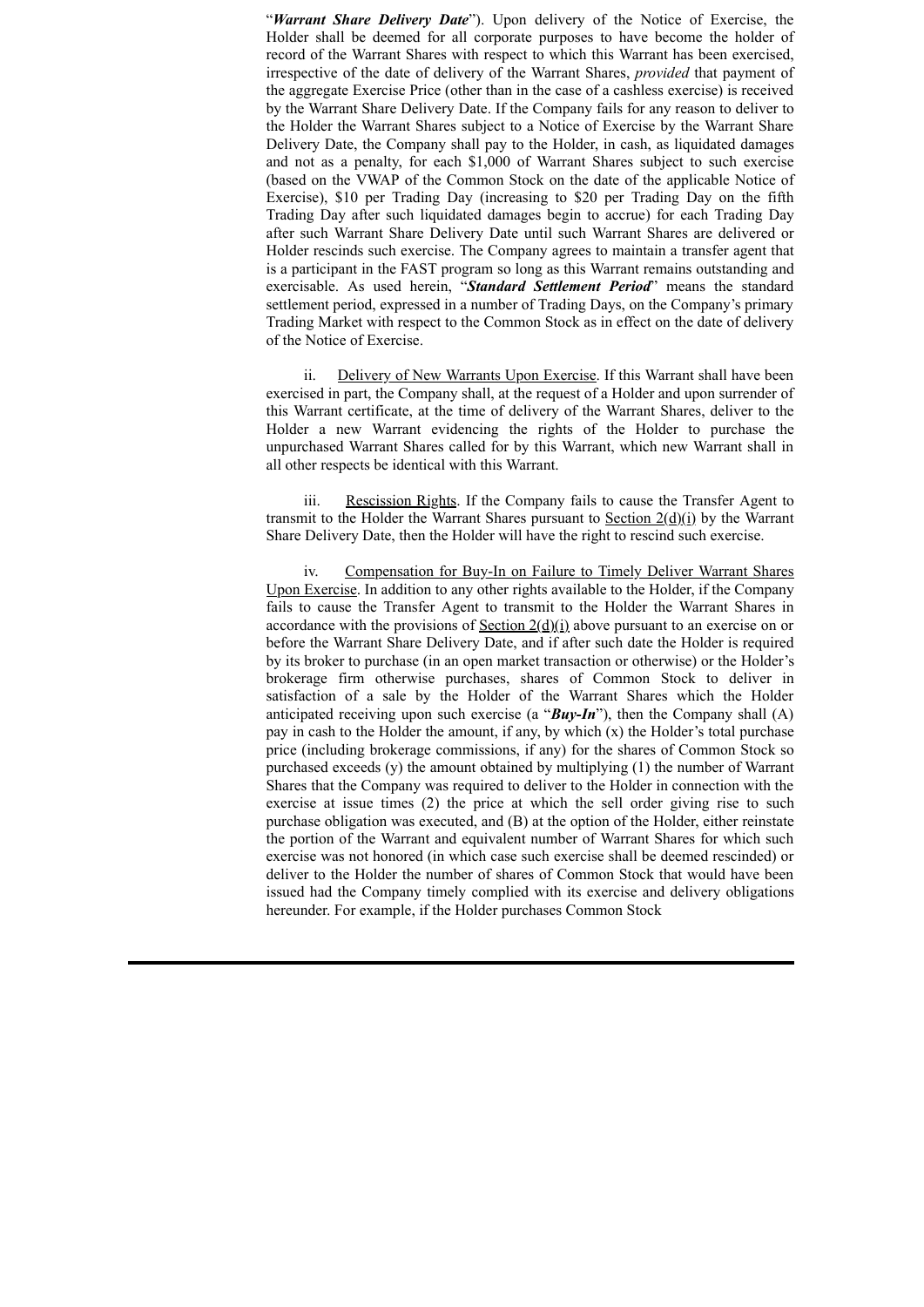"***Warrant Share Delivery Date***"). Upon delivery of the Notice of Exercise, the Holder shall be deemed for all corporate purposes to have become the holder of record of the Warrant Shares with respect to which this Warrant has been exercised, irrespective of the date of delivery of the Warrant Shares, *provided* that payment of the aggregate Exercise Price (other than in the case of a cashless exercise) is received by the Warrant Share Delivery Date. If the Company fails for any reason to deliver to the Holder the Warrant Shares subject to a Notice of Exercise by the Warrant Share Delivery Date, the Company shall pay to the Holder, in cash, as liquidated damages and not as a penalty, for each $1,000 of Warrant Shares subject to such exercise (based on the VWAP of the Common Stock on the date of the applicable Notice of Exercise), $10 per Trading Day (increasing to $20 per Trading Day on the fifth Trading Day after such liquidated damages begin to accrue) for each Trading Day after such Warrant Share Delivery Date until such Warrant Shares are delivered or Holder rescinds such exercise. The Company agrees to maintain a transfer agent that is a participant in the FAST program so long as this Warrant remains outstanding and exercisable. As used herein, "***Standard Settlement Period***" means the standard settlement period, expressed in a number of Trading Days, on the Company's primary Trading Market with respect to the Common Stock as in effect on the date of delivery of the Notice of Exercise.

ii. Delivery of New Warrants Upon Exercise. If this Warrant shall have been exercised in part, the Company shall, at the request of a Holder and upon surrender of this Warrant certificate, at the time of delivery of the Warrant Shares, deliver to the Holder a new Warrant evidencing the rights of the Holder to purchase the unpurchased Warrant Shares called for by this Warrant, which new Warrant shall in all other respects be identical with this Warrant.

iii. Rescission Rights. If the Company fails to cause the Transfer Agent to transmit to the Holder the Warrant Shares pursuant to Section 2(d)(i) by the Warrant Share Delivery Date, then the Holder will have the right to rescind such exercise.

iv. Compensation for Buy-In on Failure to Timely Deliver Warrant Shares Upon Exercise. In addition to any other rights available to the Holder, if the Company fails to cause the Transfer Agent to transmit to the Holder the Warrant Shares in accordance with the provisions of Section 2(d)(i) above pursuant to an exercise on or before the Warrant Share Delivery Date, and if after such date the Holder is required by its broker to purchase (in an open market transaction or otherwise) or the Holder's brokerage firm otherwise purchases, shares of Common Stock to deliver in satisfaction of a sale by the Holder of the Warrant Shares which the Holder anticipated receiving upon such exercise (a "***Buy-In***"), then the Company shall (A) pay in cash to the Holder the amount, if any, by which (x) the Holder's total purchase price (including brokerage commissions, if any) for the shares of Common Stock so purchased exceeds (y) the amount obtained by multiplying (1) the number of Warrant Shares that the Company was required to deliver to the Holder in connection with the exercise at issue times (2) the price at which the sell order giving rise to such purchase obligation was executed, and (B) at the option of the Holder, either reinstate the portion of the Warrant and equivalent number of Warrant Shares for which such exercise was not honored (in which case such exercise shall be deemed rescinded) or deliver to the Holder the number of shares of Common Stock that would have been issued had the Company timely complied with its exercise and delivery obligations hereunder. For example, if the Holder purchases Common Stock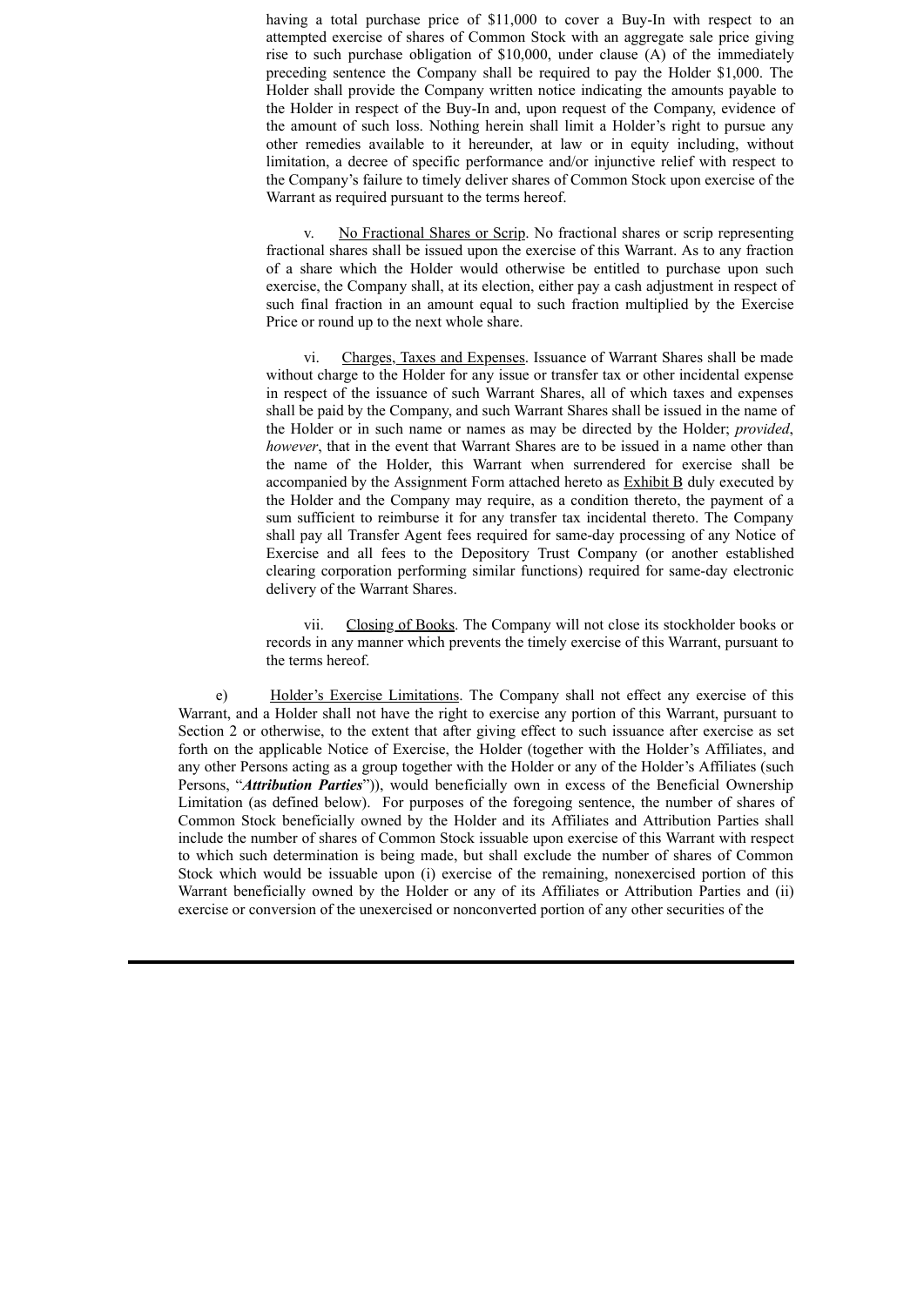having a total purchase price of $11,000 to cover a Buy-In with respect to an attempted exercise of shares of Common Stock with an aggregate sale price giving rise to such purchase obligation of $10,000, under clause (A) of the immediately preceding sentence the Company shall be required to pay the Holder $1,000. The Holder shall provide the Company written notice indicating the amounts payable to the Holder in respect of the Buy-In and, upon request of the Company, evidence of the amount of such loss. Nothing herein shall limit a Holder's right to pursue any other remedies available to it hereunder, at law or in equity including, without limitation, a decree of specific performance and/or injunctive relief with respect to the Company's failure to timely deliver shares of Common Stock upon exercise of the Warrant as required pursuant to the terms hereof.

v. No Fractional Shares or Scrip. No fractional shares or scrip representing fractional shares shall be issued upon the exercise of this Warrant. As to any fraction of a share which the Holder would otherwise be entitled to purchase upon such exercise, the Company shall, at its election, either pay a cash adjustment in respect of such final fraction in an amount equal to such fraction multiplied by the Exercise Price or round up to the next whole share.

vi. Charges, Taxes and Expenses. Issuance of Warrant Shares shall be made without charge to the Holder for any issue or transfer tax or other incidental expense in respect of the issuance of such Warrant Shares, all of which taxes and expenses shall be paid by the Company, and such Warrant Shares shall be issued in the name of the Holder or in such name or names as may be directed by the Holder; *provided*, *however*, that in the event that Warrant Shares are to be issued in a name other than the name of the Holder, this Warrant when surrendered for exercise shall be accompanied by the Assignment Form attached hereto as Exhibit B duly executed by the Holder and the Company may require, as a condition thereto, the payment of a sum sufficient to reimburse it for any transfer tax incidental thereto. The Company shall pay all Transfer Agent fees required for same-day processing of any Notice of Exercise and all fees to the Depository Trust Company (or another established clearing corporation performing similar functions) required for same-day electronic delivery of the Warrant Shares.

vii. Closing of Books. The Company will not close its stockholder books or records in any manner which prevents the timely exercise of this Warrant, pursuant to the terms hereof.

e) Holder's Exercise Limitations. The Company shall not effect any exercise of this Warrant, and a Holder shall not have the right to exercise any portion of this Warrant, pursuant to Section 2 or otherwise, to the extent that after giving effect to such issuance after exercise as set forth on the applicable Notice of Exercise, the Holder (together with the Holder's Affiliates, and any other Persons acting as a group together with the Holder or any of the Holder's Affiliates (such Persons, "***Attribution Parties***")), would beneficially own in excess of the Beneficial Ownership Limitation (as defined below). For purposes of the foregoing sentence, the number of shares of Common Stock beneficially owned by the Holder and its Affiliates and Attribution Parties shall include the number of shares of Common Stock issuable upon exercise of this Warrant with respect to which such determination is being made, but shall exclude the number of shares of Common Stock which would be issuable upon (i) exercise of the remaining, nonexercised portion of this Warrant beneficially owned by the Holder or any of its Affiliates or Attribution Parties and (ii) exercise or conversion of the unexercised or nonconverted portion of any other securities of the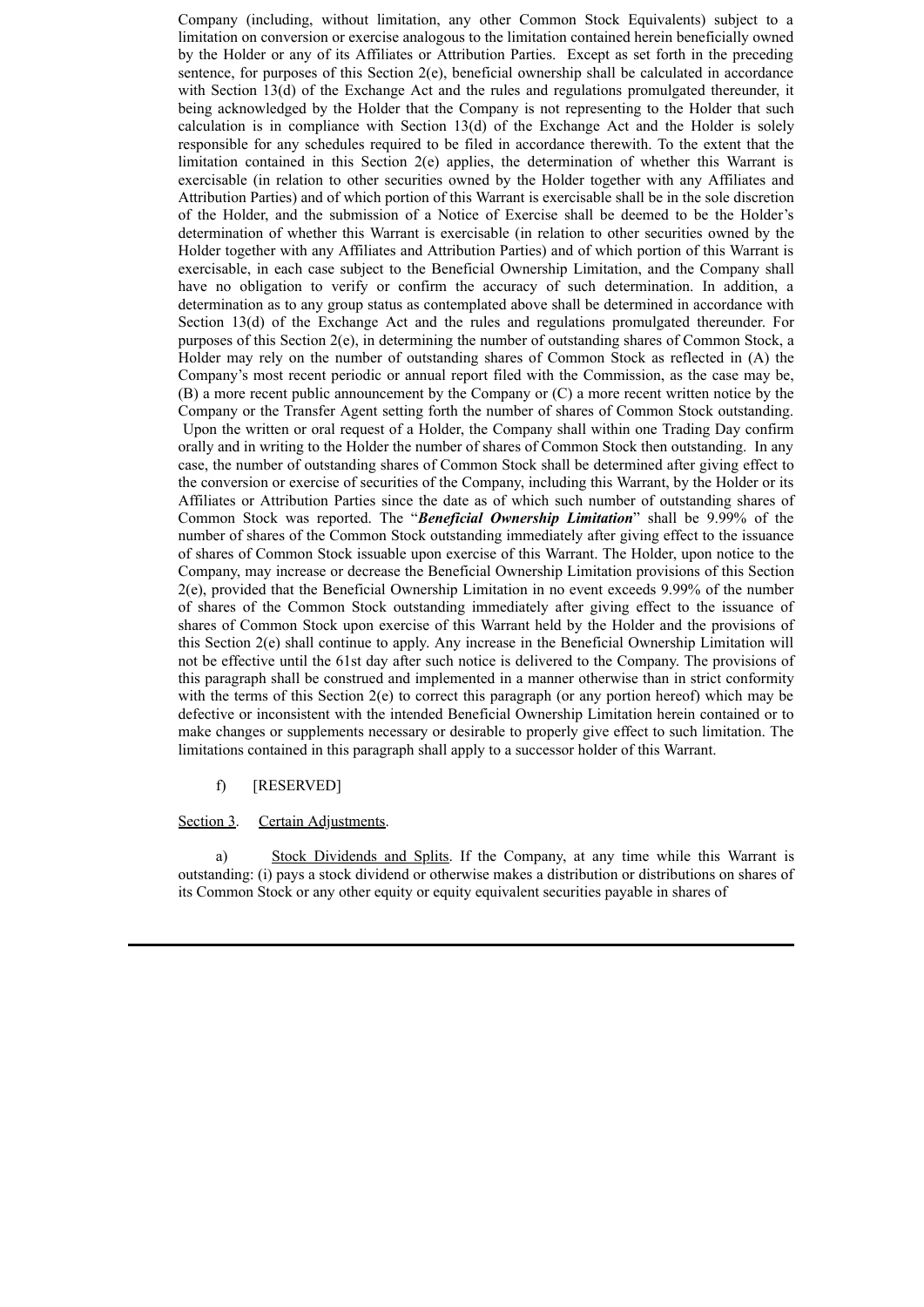Company (including, without limitation, any other Common Stock Equivalents) subject to a limitation on conversion or exercise analogous to the limitation contained herein beneficially owned by the Holder or any of its Affiliates or Attribution Parties. Except as set forth in the preceding sentence, for purposes of this Section 2(e), beneficial ownership shall be calculated in accordance with Section 13(d) of the Exchange Act and the rules and regulations promulgated thereunder, it being acknowledged by the Holder that the Company is not representing to the Holder that such calculation is in compliance with Section 13(d) of the Exchange Act and the Holder is solely responsible for any schedules required to be filed in accordance therewith. To the extent that the limitation contained in this Section 2(e) applies, the determination of whether this Warrant is exercisable (in relation to other securities owned by the Holder together with any Affiliates and Attribution Parties) and of which portion of this Warrant is exercisable shall be in the sole discretion of the Holder, and the submission of a Notice of Exercise shall be deemed to be the Holder's determination of whether this Warrant is exercisable (in relation to other securities owned by the Holder together with any Affiliates and Attribution Parties) and of which portion of this Warrant is exercisable, in each case subject to the Beneficial Ownership Limitation, and the Company shall have no obligation to verify or confirm the accuracy of such determination. In addition, a determination as to any group status as contemplated above shall be determined in accordance with Section 13(d) of the Exchange Act and the rules and regulations promulgated thereunder. For purposes of this Section 2(e), in determining the number of outstanding shares of Common Stock, a Holder may rely on the number of outstanding shares of Common Stock as reflected in (A) the Company's most recent periodic or annual report filed with the Commission, as the case may be, (B) a more recent public announcement by the Company or (C) a more recent written notice by the Company or the Transfer Agent setting forth the number of shares of Common Stock outstanding. Upon the written or oral request of a Holder, the Company shall within one Trading Day confirm orally and in writing to the Holder the number of shares of Common Stock then outstanding. In any case, the number of outstanding shares of Common Stock shall be determined after giving effect to the conversion or exercise of securities of the Company, including this Warrant, by the Holder or its Affiliates or Attribution Parties since the date as of which such number of outstanding shares of Common Stock was reported. The "***Beneficial Ownership Limitation***" shall be 9.99% of the number of shares of the Common Stock outstanding immediately after giving effect to the issuance of shares of Common Stock issuable upon exercise of this Warrant. The Holder, upon notice to the Company, may increase or decrease the Beneficial Ownership Limitation provisions of this Section 2(e), provided that the Beneficial Ownership Limitation in no event exceeds 9.99% of the number of shares of the Common Stock outstanding immediately after giving effect to the issuance of shares of Common Stock upon exercise of this Warrant held by the Holder and the provisions of this Section 2(e) shall continue to apply. Any increase in the Beneficial Ownership Limitation will not be effective until the 61st day after such notice is delivered to the Company. The provisions of this paragraph shall be construed and implemented in a manner otherwise than in strict conformity with the terms of this Section 2(e) to correct this paragraph (or any portion hereof) which may be defective or inconsistent with the intended Beneficial Ownership Limitation herein contained or to make changes or supplements necessary or desirable to properly give effect to such limitation. The limitations contained in this paragraph shall apply to a successor holder of this Warrant.

f) [RESERVED]

Section 3. Certain Adjustments.

a) Stock Dividends and Splits. If the Company, at any time while this Warrant is outstanding: (i) pays a stock dividend or otherwise makes a distribution or distributions on shares of its Common Stock or any other equity or equity equivalent securities payable in shares of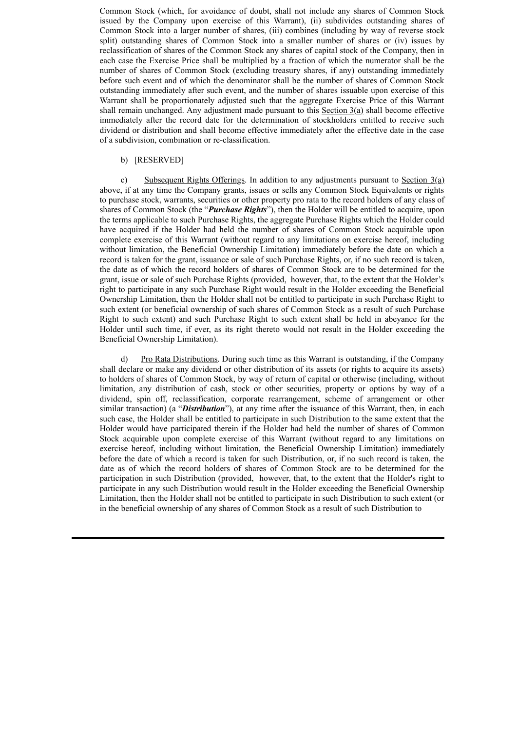Common Stock (which, for avoidance of doubt, shall not include any shares of Common Stock issued by the Company upon exercise of this Warrant), (ii) subdivides outstanding shares of Common Stock into a larger number of shares, (iii) combines (including by way of reverse stock split) outstanding shares of Common Stock into a smaller number of shares or (iv) issues by reclassification of shares of the Common Stock any shares of capital stock of the Company, then in each case the Exercise Price shall be multiplied by a fraction of which the numerator shall be the number of shares of Common Stock (excluding treasury shares, if any) outstanding immediately before such event and of which the denominator shall be the number of shares of Common Stock outstanding immediately after such event, and the number of shares issuable upon exercise of this Warrant shall be proportionately adjusted such that the aggregate Exercise Price of this Warrant shall remain unchanged. Any adjustment made pursuant to this Section 3(a) shall become effective immediately after the record date for the determination of stockholders entitled to receive such dividend or distribution and shall become effective immediately after the effective date in the case of a subdivision, combination or re-classification.

b) [RESERVED]

c) Subsequent Rights Offerings. In addition to any adjustments pursuant to Section 3(a) above, if at any time the Company grants, issues or sells any Common Stock Equivalents or rights to purchase stock, warrants, securities or other property pro rata to the record holders of any class of shares of Common Stock (the "***Purchase Rights***"), then the Holder will be entitled to acquire, upon the terms applicable to such Purchase Rights, the aggregate Purchase Rights which the Holder could have acquired if the Holder had held the number of shares of Common Stock acquirable upon complete exercise of this Warrant (without regard to any limitations on exercise hereof, including without limitation, the Beneficial Ownership Limitation) immediately before the date on which a record is taken for the grant, issuance or sale of such Purchase Rights, or, if no such record is taken, the date as of which the record holders of shares of Common Stock are to be determined for the grant, issue or sale of such Purchase Rights (provided, however, that, to the extent that the Holder's right to participate in any such Purchase Right would result in the Holder exceeding the Beneficial Ownership Limitation, then the Holder shall not be entitled to participate in such Purchase Right to such extent (or beneficial ownership of such shares of Common Stock as a result of such Purchase Right to such extent) and such Purchase Right to such extent shall be held in abeyance for the Holder until such time, if ever, as its right thereto would not result in the Holder exceeding the Beneficial Ownership Limitation).

d) Pro Rata Distributions. During such time as this Warrant is outstanding, if the Company shall declare or make any dividend or other distribution of its assets (or rights to acquire its assets) to holders of shares of Common Stock, by way of return of capital or otherwise (including, without limitation, any distribution of cash, stock or other securities, property or options by way of a dividend, spin off, reclassification, corporate rearrangement, scheme of arrangement or other similar transaction) (a "***Distribution***"), at any time after the issuance of this Warrant, then, in each such case, the Holder shall be entitled to participate in such Distribution to the same extent that the Holder would have participated therein if the Holder had held the number of shares of Common Stock acquirable upon complete exercise of this Warrant (without regard to any limitations on exercise hereof, including without limitation, the Beneficial Ownership Limitation) immediately before the date of which a record is taken for such Distribution, or, if no such record is taken, the date as of which the record holders of shares of Common Stock are to be determined for the participation in such Distribution (provided, however, that, to the extent that the Holder's right to participate in any such Distribution would result in the Holder exceeding the Beneficial Ownership Limitation, then the Holder shall not be entitled to participate in such Distribution to such extent (or in the beneficial ownership of any shares of Common Stock as a result of such Distribution to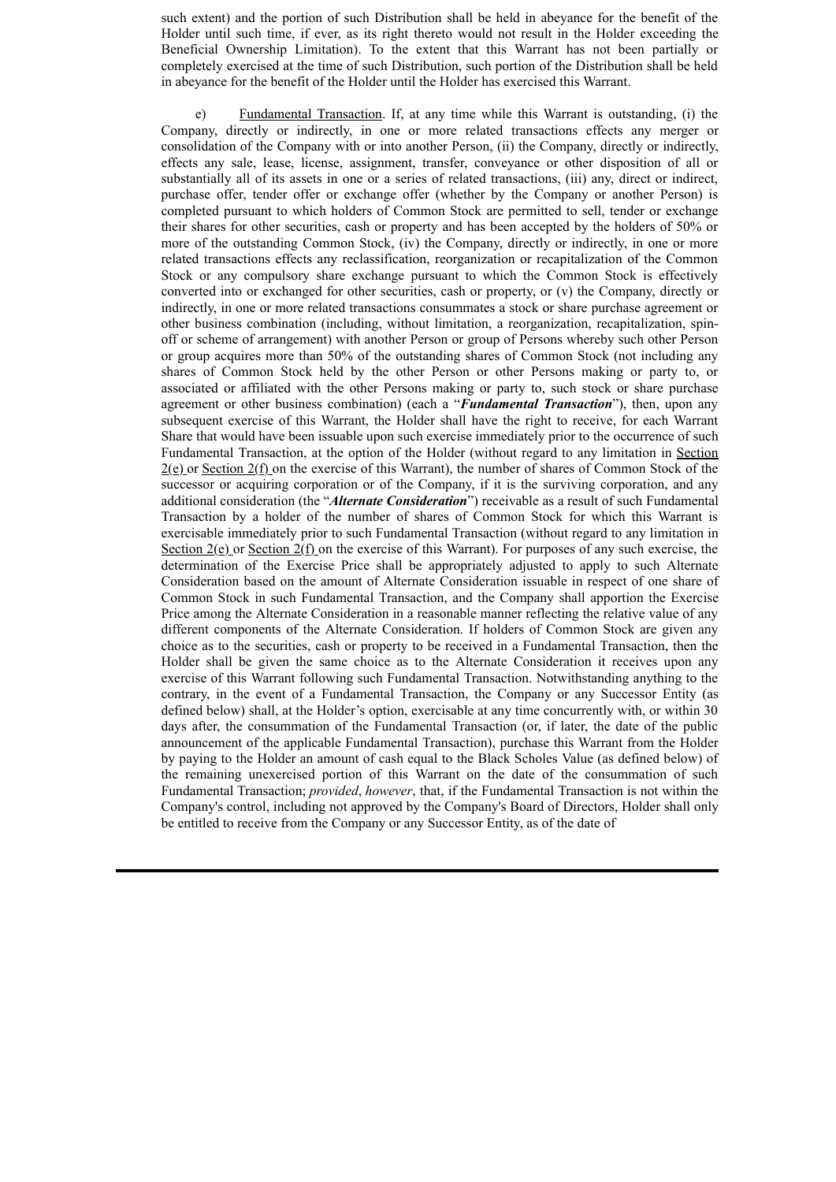such extent) and the portion of such Distribution shall be held in abeyance for the benefit of the Holder until such time, if ever, as its right thereto would not result in the Holder exceeding the Beneficial Ownership Limitation). To the extent that this Warrant has not been partially or completely exercised at the time of such Distribution, such portion of the Distribution shall be held in abeyance for the benefit of the Holder until the Holder has exercised this Warrant.

e) Fundamental Transaction. If, at any time while this Warrant is outstanding, (i) the Company, directly or indirectly, in one or more related transactions effects any merger or consolidation of the Company with or into another Person, (ii) the Company, directly or indirectly, effects any sale, lease, license, assignment, transfer, conveyance or other disposition of all or substantially all of its assets in one or a series of related transactions, (iii) any, direct or indirect, purchase offer, tender offer or exchange offer (whether by the Company or another Person) is completed pursuant to which holders of Common Stock are permitted to sell, tender or exchange their shares for other securities, cash or property and has been accepted by the holders of 50% or more of the outstanding Common Stock, (iv) the Company, directly or indirectly, in one or more related transactions effects any reclassification, reorganization or recapitalization of the Common Stock or any compulsory share exchange pursuant to which the Common Stock is effectively converted into or exchanged for other securities, cash or property, or (v) the Company, directly or indirectly, in one or more related transactions consummates a stock or share purchase agreement or other business combination (including, without limitation, a reorganization, recapitalization, spin-off or scheme of arrangement) with another Person or group of Persons whereby such other Person or group acquires more than 50% of the outstanding shares of Common Stock (not including any shares of Common Stock held by the other Person or other Persons making or party to, or associated or affiliated with the other Persons making or party to, such stock or share purchase agreement or other business combination) (each a "***Fundamental Transaction***"), then, upon any subsequent exercise of this Warrant, the Holder shall have the right to receive, for each Warrant Share that would have been issuable upon such exercise immediately prior to the occurrence of such Fundamental Transaction, at the option of the Holder (without regard to any limitation in Section 2(e) or Section 2(f) on the exercise of this Warrant), the number of shares of Common Stock of the successor or acquiring corporation or of the Company, if it is the surviving corporation, and any additional consideration (the "***Alternate Consideration***") receivable as a result of such Fundamental Transaction by a holder of the number of shares of Common Stock for which this Warrant is exercisable immediately prior to such Fundamental Transaction (without regard to any limitation in Section 2(e) or Section 2(f) on the exercise of this Warrant). For purposes of any such exercise, the determination of the Exercise Price shall be appropriately adjusted to apply to such Alternate Consideration based on the amount of Alternate Consideration issuable in respect of one share of Common Stock in such Fundamental Transaction, and the Company shall apportion the Exercise Price among the Alternate Consideration in a reasonable manner reflecting the relative value of any different components of the Alternate Consideration. If holders of Common Stock are given any choice as to the securities, cash or property to be received in a Fundamental Transaction, then the Holder shall be given the same choice as to the Alternate Consideration it receives upon any exercise of this Warrant following such Fundamental Transaction. Notwithstanding anything to the contrary, in the event of a Fundamental Transaction, the Company or any Successor Entity (as defined below) shall, at the Holder's option, exercisable at any time concurrently with, or within 30 days after, the consummation of the Fundamental Transaction (or, if later, the date of the public announcement of the applicable Fundamental Transaction), purchase this Warrant from the Holder by paying to the Holder an amount of cash equal to the Black Scholes Value (as defined below) of the remaining unexercised portion of this Warrant on the date of the consummation of such Fundamental Transaction; *provided*, *however*, that, if the Fundamental Transaction is not within the Company's control, including not approved by the Company's Board of Directors, Holder shall only be entitled to receive from the Company or any Successor Entity, as of the date of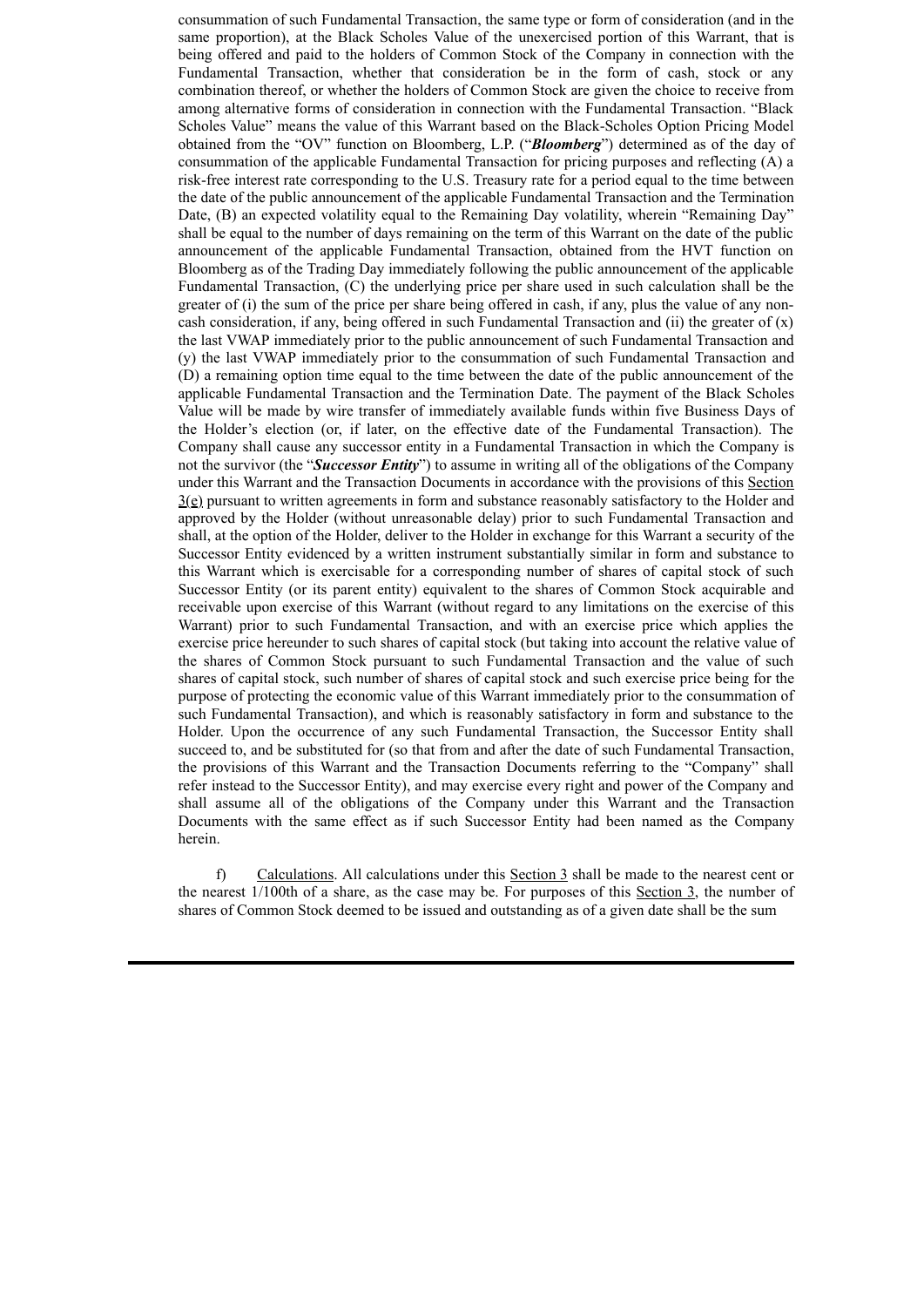consummation of such Fundamental Transaction, the same type or form of consideration (and in the same proportion), at the Black Scholes Value of the unexercised portion of this Warrant, that is being offered and paid to the holders of Common Stock of the Company in connection with the Fundamental Transaction, whether that consideration be in the form of cash, stock or any combination thereof, or whether the holders of Common Stock are given the choice to receive from among alternative forms of consideration in connection with the Fundamental Transaction. "Black Scholes Value" means the value of this Warrant based on the Black-Scholes Option Pricing Model obtained from the "OV" function on Bloomberg, L.P. ("***Bloomberg***") determined as of the day of consummation of the applicable Fundamental Transaction for pricing purposes and reflecting (A) a risk-free interest rate corresponding to the U.S. Treasury rate for a period equal to the time between the date of the public announcement of the applicable Fundamental Transaction and the Termination Date, (B) an expected volatility equal to the Remaining Day volatility, wherein "Remaining Day" shall be equal to the number of days remaining on the term of this Warrant on the date of the public announcement of the applicable Fundamental Transaction, obtained from the HVT function on Bloomberg as of the Trading Day immediately following the public announcement of the applicable Fundamental Transaction, (C) the underlying price per share used in such calculation shall be the greater of (i) the sum of the price per share being offered in cash, if any, plus the value of any non-cash consideration, if any, being offered in such Fundamental Transaction and (ii) the greater of (x) the last VWAP immediately prior to the public announcement of such Fundamental Transaction and (y) the last VWAP immediately prior to the consummation of such Fundamental Transaction and (D) a remaining option time equal to the time between the date of the public announcement of the applicable Fundamental Transaction and the Termination Date. The payment of the Black Scholes Value will be made by wire transfer of immediately available funds within five Business Days of the Holder's election (or, if later, on the effective date of the Fundamental Transaction). The Company shall cause any successor entity in a Fundamental Transaction in which the Company is not the survivor (the "***Successor Entity***") to assume in writing all of the obligations of the Company under this Warrant and the Transaction Documents in accordance with the provisions of this Section 3(e) pursuant to written agreements in form and substance reasonably satisfactory to the Holder and approved by the Holder (without unreasonable delay) prior to such Fundamental Transaction and shall, at the option of the Holder, deliver to the Holder in exchange for this Warrant a security of the Successor Entity evidenced by a written instrument substantially similar in form and substance to this Warrant which is exercisable for a corresponding number of shares of capital stock of such Successor Entity (or its parent entity) equivalent to the shares of Common Stock acquirable and receivable upon exercise of this Warrant (without regard to any limitations on the exercise of this Warrant) prior to such Fundamental Transaction, and with an exercise price which applies the exercise price hereunder to such shares of capital stock (but taking into account the relative value of the shares of Common Stock pursuant to such Fundamental Transaction and the value of such shares of capital stock, such number of shares of capital stock and such exercise price being for the purpose of protecting the economic value of this Warrant immediately prior to the consummation of such Fundamental Transaction), and which is reasonably satisfactory in form and substance to the Holder. Upon the occurrence of any such Fundamental Transaction, the Successor Entity shall succeed to, and be substituted for (so that from and after the date of such Fundamental Transaction, the provisions of this Warrant and the Transaction Documents referring to the "Company" shall refer instead to the Successor Entity), and may exercise every right and power of the Company and shall assume all of the obligations of the Company under this Warrant and the Transaction Documents with the same effect as if such Successor Entity had been named as the Company herein.

f) Calculations. All calculations under this Section 3 shall be made to the nearest cent or the nearest 1/100th of a share, as the case may be. For purposes of this Section 3, the number of shares of Common Stock deemed to be issued and outstanding as of a given date shall be the sum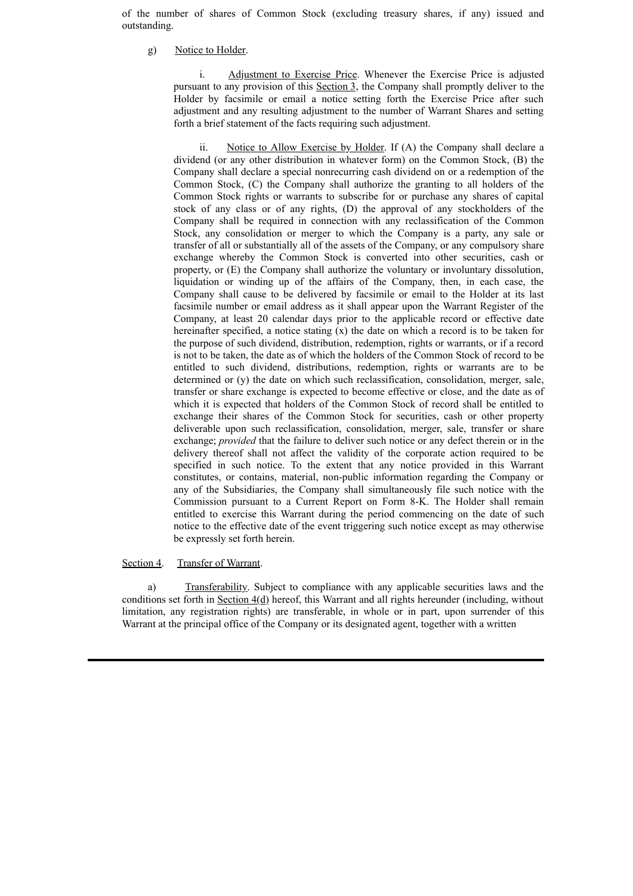of the number of shares of Common Stock (excluding treasury shares, if any) issued and outstanding.

g) Notice to Holder.

i. Adjustment to Exercise Price. Whenever the Exercise Price is adjusted pursuant to any provision of this Section 3, the Company shall promptly deliver to the Holder by facsimile or email a notice setting forth the Exercise Price after such adjustment and any resulting adjustment to the number of Warrant Shares and setting forth a brief statement of the facts requiring such adjustment.

ii. Notice to Allow Exercise by Holder. If (A) the Company shall declare a dividend (or any other distribution in whatever form) on the Common Stock, (B) the Company shall declare a special nonrecurring cash dividend on or a redemption of the Common Stock, (C) the Company shall authorize the granting to all holders of the Common Stock rights or warrants to subscribe for or purchase any shares of capital stock of any class or of any rights, (D) the approval of any stockholders of the Company shall be required in connection with any reclassification of the Common Stock, any consolidation or merger to which the Company is a party, any sale or transfer of all or substantially all of the assets of the Company, or any compulsory share exchange whereby the Common Stock is converted into other securities, cash or property, or (E) the Company shall authorize the voluntary or involuntary dissolution, liquidation or winding up of the affairs of the Company, then, in each case, the Company shall cause to be delivered by facsimile or email to the Holder at its last facsimile number or email address as it shall appear upon the Warrant Register of the Company, at least 20 calendar days prior to the applicable record or effective date hereinafter specified, a notice stating (x) the date on which a record is to be taken for the purpose of such dividend, distribution, redemption, rights or warrants, or if a record is not to be taken, the date as of which the holders of the Common Stock of record to be entitled to such dividend, distributions, redemption, rights or warrants are to be determined or (y) the date on which such reclassification, consolidation, merger, sale, transfer or share exchange is expected to become effective or close, and the date as of which it is expected that holders of the Common Stock of record shall be entitled to exchange their shares of the Common Stock for securities, cash or other property deliverable upon such reclassification, consolidation, merger, sale, transfer or share exchange; *provided* that the failure to deliver such notice or any defect therein or in the delivery thereof shall not affect the validity of the corporate action required to be specified in such notice. To the extent that any notice provided in this Warrant constitutes, or contains, material, non-public information regarding the Company or any of the Subsidiaries, the Company shall simultaneously file such notice with the Commission pursuant to a Current Report on Form 8-K. The Holder shall remain entitled to exercise this Warrant during the period commencing on the date of such notice to the effective date of the event triggering such notice except as may otherwise be expressly set forth herein.

Section 4. Transfer of Warrant.

a) Transferability. Subject to compliance with any applicable securities laws and the conditions set forth in Section 4(d) hereof, this Warrant and all rights hereunder (including, without limitation, any registration rights) are transferable, in whole or in part, upon surrender of this Warrant at the principal office of the Company or its designated agent, together with a written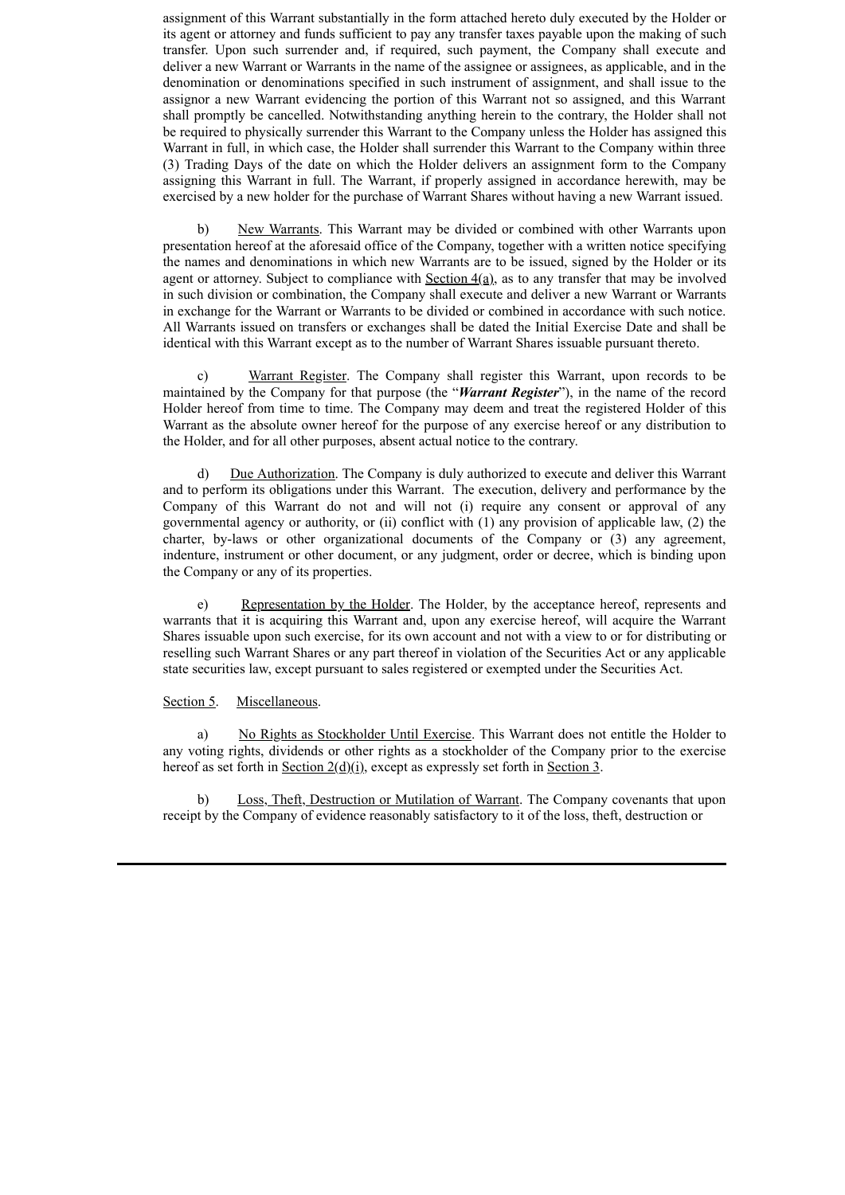assignment of this Warrant substantially in the form attached hereto duly executed by the Holder or its agent or attorney and funds sufficient to pay any transfer taxes payable upon the making of such transfer. Upon such surrender and, if required, such payment, the Company shall execute and deliver a new Warrant or Warrants in the name of the assignee or assignees, as applicable, and in the denomination or denominations specified in such instrument of assignment, and shall issue to the assignor a new Warrant evidencing the portion of this Warrant not so assigned, and this Warrant shall promptly be cancelled. Notwithstanding anything herein to the contrary, the Holder shall not be required to physically surrender this Warrant to the Company unless the Holder has assigned this Warrant in full, in which case, the Holder shall surrender this Warrant to the Company within three (3) Trading Days of the date on which the Holder delivers an assignment form to the Company assigning this Warrant in full. The Warrant, if properly assigned in accordance herewith, may be exercised by a new holder for the purchase of Warrant Shares without having a new Warrant issued.

b) New Warrants. This Warrant may be divided or combined with other Warrants upon presentation hereof at the aforesaid office of the Company, together with a written notice specifying the names and denominations in which new Warrants are to be issued, signed by the Holder or its agent or attorney. Subject to compliance with Section 4(a), as to any transfer that may be involved in such division or combination, the Company shall execute and deliver a new Warrant or Warrants in exchange for the Warrant or Warrants to be divided or combined in accordance with such notice. All Warrants issued on transfers or exchanges shall be dated the Initial Exercise Date and shall be identical with this Warrant except as to the number of Warrant Shares issuable pursuant thereto.

c) Warrant Register. The Company shall register this Warrant, upon records to be maintained by the Company for that purpose (the "***Warrant Register***"), in the name of the record Holder hereof from time to time. The Company may deem and treat the registered Holder of this Warrant as the absolute owner hereof for the purpose of any exercise hereof or any distribution to the Holder, and for all other purposes, absent actual notice to the contrary.

d) Due Authorization. The Company is duly authorized to execute and deliver this Warrant and to perform its obligations under this Warrant. The execution, delivery and performance by the Company of this Warrant do not and will not (i) require any consent or approval of any governmental agency or authority, or (ii) conflict with (1) any provision of applicable law, (2) the charter, by-laws or other organizational documents of the Company or (3) any agreement, indenture, instrument or other document, or any judgment, order or decree, which is binding upon the Company or any of its properties.

e) Representation by the Holder. The Holder, by the acceptance hereof, represents and warrants that it is acquiring this Warrant and, upon any exercise hereof, will acquire the Warrant Shares issuable upon such exercise, for its own account and not with a view to or for distributing or reselling such Warrant Shares or any part thereof in violation of the Securities Act or any applicable state securities law, except pursuant to sales registered or exempted under the Securities Act.

Section 5. Miscellaneous.

a) No Rights as Stockholder Until Exercise. This Warrant does not entitle the Holder to any voting rights, dividends or other rights as a stockholder of the Company prior to the exercise hereof as set forth in Section 2(d)(i), except as expressly set forth in Section 3.

b) Loss, Theft, Destruction or Mutilation of Warrant. The Company covenants that upon receipt by the Company of evidence reasonably satisfactory to it of the loss, theft, destruction or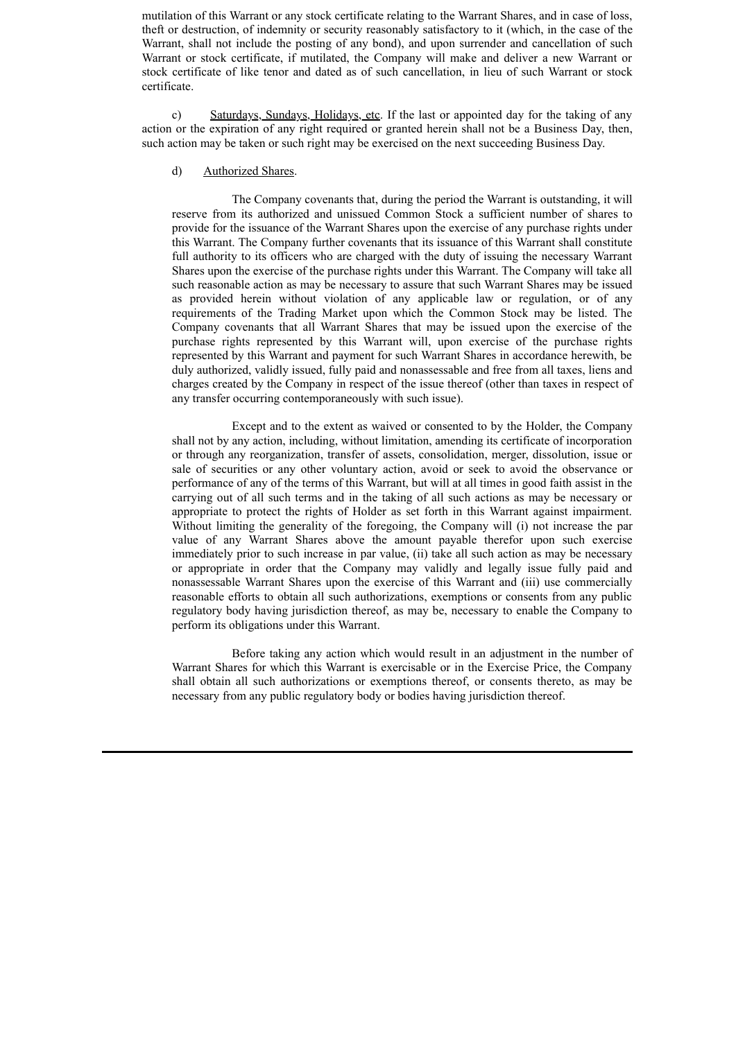mutilation of this Warrant or any stock certificate relating to the Warrant Shares, and in case of loss, theft or destruction, of indemnity or security reasonably satisfactory to it (which, in the case of the Warrant, shall not include the posting of any bond), and upon surrender and cancellation of such Warrant or stock certificate, if mutilated, the Company will make and deliver a new Warrant or stock certificate of like tenor and dated as of such cancellation, in lieu of such Warrant or stock certificate.

c) Saturdays, Sundays, Holidays, etc. If the last or appointed day for the taking of any action or the expiration of any right required or granted herein shall not be a Business Day, then, such action may be taken or such right may be exercised on the next succeeding Business Day.

d) Authorized Shares.

The Company covenants that, during the period the Warrant is outstanding, it will reserve from its authorized and unissued Common Stock a sufficient number of shares to provide for the issuance of the Warrant Shares upon the exercise of any purchase rights under this Warrant. The Company further covenants that its issuance of this Warrant shall constitute full authority to its officers who are charged with the duty of issuing the necessary Warrant Shares upon the exercise of the purchase rights under this Warrant. The Company will take all such reasonable action as may be necessary to assure that such Warrant Shares may be issued as provided herein without violation of any applicable law or regulation, or of any requirements of the Trading Market upon which the Common Stock may be listed. The Company covenants that all Warrant Shares that may be issued upon the exercise of the purchase rights represented by this Warrant will, upon exercise of the purchase rights represented by this Warrant and payment for such Warrant Shares in accordance herewith, be duly authorized, validly issued, fully paid and nonassessable and free from all taxes, liens and charges created by the Company in respect of the issue thereof (other than taxes in respect of any transfer occurring contemporaneously with such issue).

Except and to the extent as waived or consented to by the Holder, the Company shall not by any action, including, without limitation, amending its certificate of incorporation or through any reorganization, transfer of assets, consolidation, merger, dissolution, issue or sale of securities or any other voluntary action, avoid or seek to avoid the observance or performance of any of the terms of this Warrant, but will at all times in good faith assist in the carrying out of all such terms and in the taking of all such actions as may be necessary or appropriate to protect the rights of Holder as set forth in this Warrant against impairment. Without limiting the generality of the foregoing, the Company will (i) not increase the par value of any Warrant Shares above the amount payable therefor upon such exercise immediately prior to such increase in par value, (ii) take all such action as may be necessary or appropriate in order that the Company may validly and legally issue fully paid and nonassessable Warrant Shares upon the exercise of this Warrant and (iii) use commercially reasonable efforts to obtain all such authorizations, exemptions or consents from any public regulatory body having jurisdiction thereof, as may be, necessary to enable the Company to perform its obligations under this Warrant.

Before taking any action which would result in an adjustment in the number of Warrant Shares for which this Warrant is exercisable or in the Exercise Price, the Company shall obtain all such authorizations or exemptions thereof, or consents thereto, as may be necessary from any public regulatory body or bodies having jurisdiction thereof.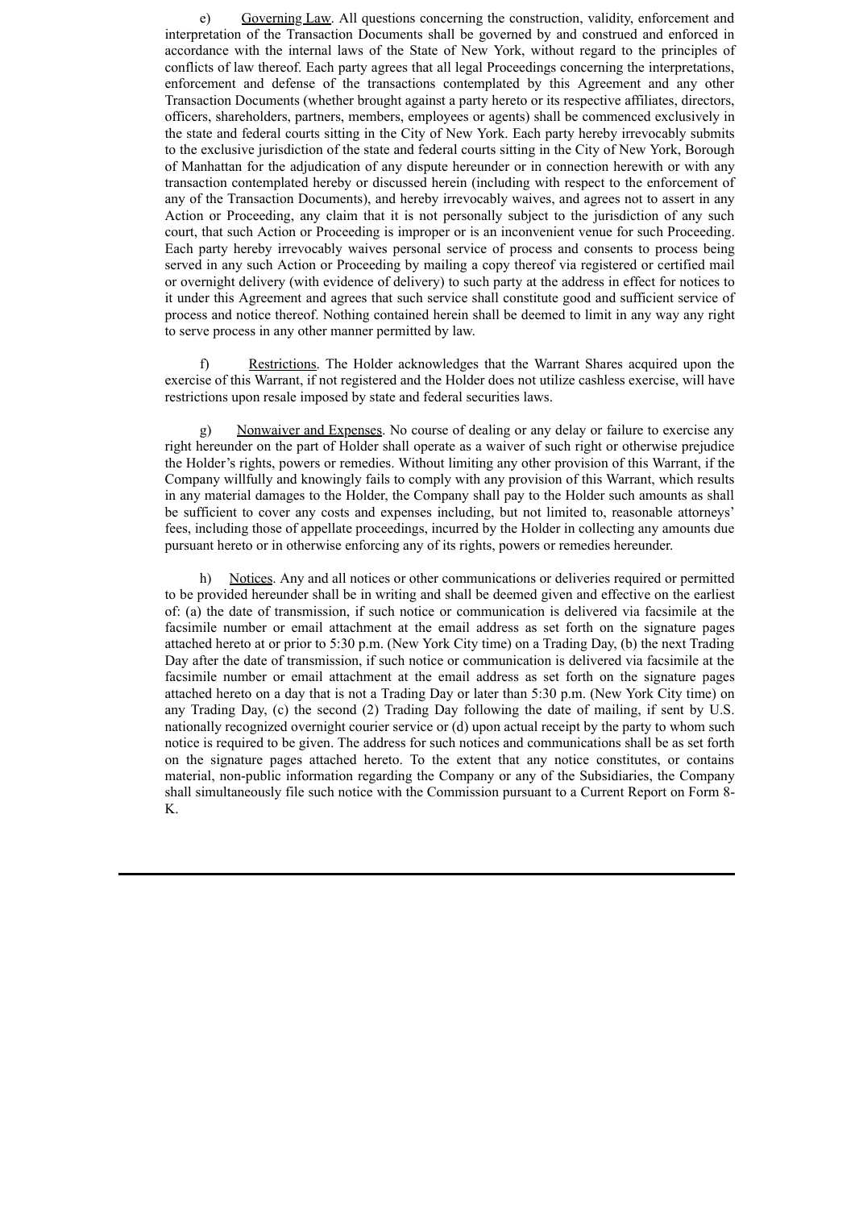e) Governing Law. All questions concerning the construction, validity, enforcement and interpretation of the Transaction Documents shall be governed by and construed and enforced in accordance with the internal laws of the State of New York, without regard to the principles of conflicts of law thereof. Each party agrees that all legal Proceedings concerning the interpretations, enforcement and defense of the transactions contemplated by this Agreement and any other Transaction Documents (whether brought against a party hereto or its respective affiliates, directors, officers, shareholders, partners, members, employees or agents) shall be commenced exclusively in the state and federal courts sitting in the City of New York. Each party hereby irrevocably submits to the exclusive jurisdiction of the state and federal courts sitting in the City of New York, Borough of Manhattan for the adjudication of any dispute hereunder or in connection herewith or with any transaction contemplated hereby or discussed herein (including with respect to the enforcement of any of the Transaction Documents), and hereby irrevocably waives, and agrees not to assert in any Action or Proceeding, any claim that it is not personally subject to the jurisdiction of any such court, that such Action or Proceeding is improper or is an inconvenient venue for such Proceeding. Each party hereby irrevocably waives personal service of process and consents to process being served in any such Action or Proceeding by mailing a copy thereof via registered or certified mail or overnight delivery (with evidence of delivery) to such party at the address in effect for notices to it under this Agreement and agrees that such service shall constitute good and sufficient service of process and notice thereof. Nothing contained herein shall be deemed to limit in any way any right to serve process in any other manner permitted by law.

f) Restrictions. The Holder acknowledges that the Warrant Shares acquired upon the exercise of this Warrant, if not registered and the Holder does not utilize cashless exercise, will have restrictions upon resale imposed by state and federal securities laws.

g) Nonwaiver and Expenses. No course of dealing or any delay or failure to exercise any right hereunder on the part of Holder shall operate as a waiver of such right or otherwise prejudice the Holder's rights, powers or remedies. Without limiting any other provision of this Warrant, if the Company willfully and knowingly fails to comply with any provision of this Warrant, which results in any material damages to the Holder, the Company shall pay to the Holder such amounts as shall be sufficient to cover any costs and expenses including, but not limited to, reasonable attorneys' fees, including those of appellate proceedings, incurred by the Holder in collecting any amounts due pursuant hereto or in otherwise enforcing any of its rights, powers or remedies hereunder.

h) Notices. Any and all notices or other communications or deliveries required or permitted to be provided hereunder shall be in writing and shall be deemed given and effective on the earliest of: (a) the date of transmission, if such notice or communication is delivered via facsimile at the facsimile number or email attachment at the email address as set forth on the signature pages attached hereto at or prior to 5:30 p.m. (New York City time) on a Trading Day, (b) the next Trading Day after the date of transmission, if such notice or communication is delivered via facsimile at the facsimile number or email attachment at the email address as set forth on the signature pages attached hereto on a day that is not a Trading Day or later than 5:30 p.m. (New York City time) on any Trading Day, (c) the second (2) Trading Day following the date of mailing, if sent by U.S. nationally recognized overnight courier service or (d) upon actual receipt by the party to whom such notice is required to be given. The address for such notices and communications shall be as set forth on the signature pages attached hereto. To the extent that any notice constitutes, or contains material, non-public information regarding the Company or any of the Subsidiaries, the Company shall simultaneously file such notice with the Commission pursuant to a Current Report on Form 8-K.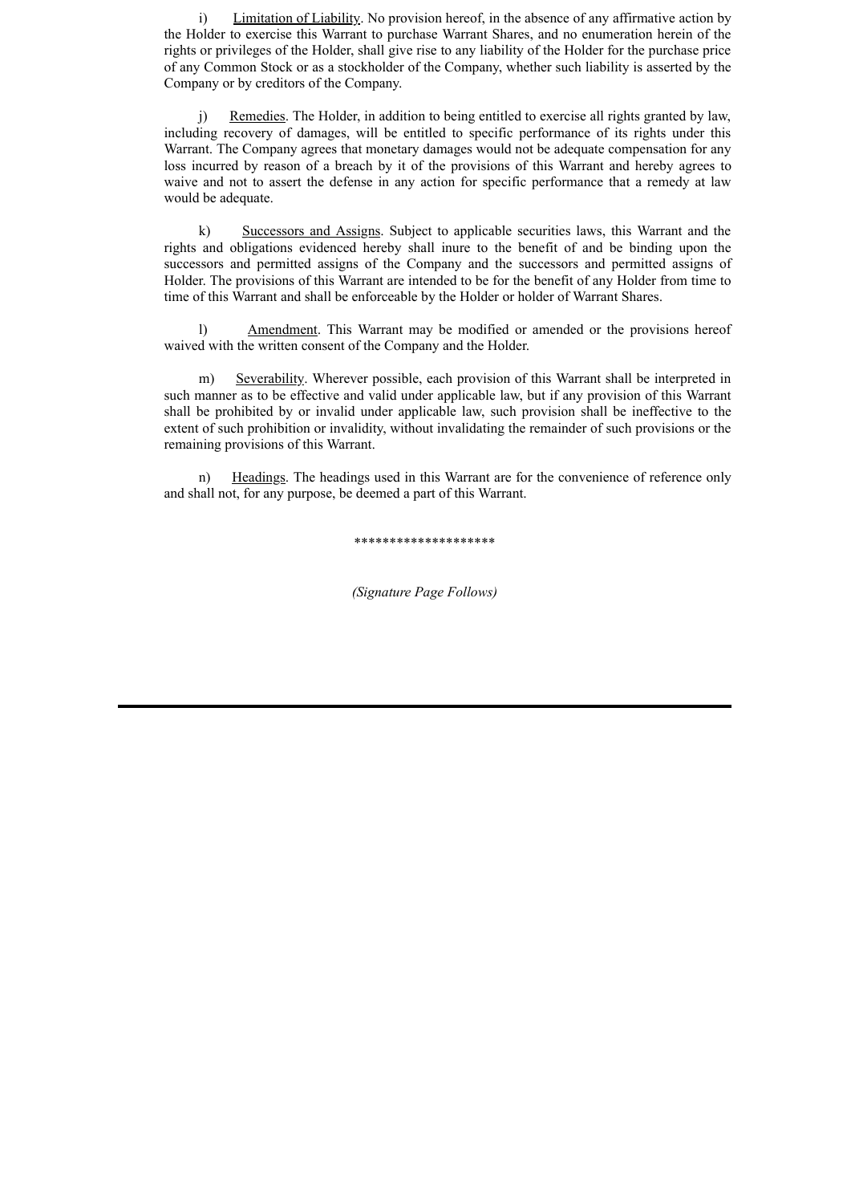i) <u>Limitation of Liability</u>. No provision hereof, in the absence of any affirmative action by the Holder to exercise this Warrant to purchase Warrant Shares, and no enumeration herein of the rights or privileges of the Holder, shall give rise to any liability of the Holder for the purchase price of any Common Stock or as a stockholder of the Company, whether such liability is asserted by the Company or by creditors of the Company.

j) <u>Remedies</u>. The Holder, in addition to being entitled to exercise all rights granted by law, including recovery of damages, will be entitled to specific performance of its rights under this Warrant. The Company agrees that monetary damages would not be adequate compensation for any loss incurred by reason of a breach by it of the provisions of this Warrant and hereby agrees to waive and not to assert the defense in any action for specific performance that a remedy at law would be adequate.

k) <u>Successors and Assigns</u>. Subject to applicable securities laws, this Warrant and the rights and obligations evidenced hereby shall inure to the benefit of and be binding upon the successors and permitted assigns of the Company and the successors and permitted assigns of Holder. The provisions of this Warrant are intended to be for the benefit of any Holder from time to time of this Warrant and shall be enforceable by the Holder or holder of Warrant Shares.

l) <u>Amendment</u>. This Warrant may be modified or amended or the provisions hereof waived with the written consent of the Company and the Holder.

m) <u>Severability</u>. Wherever possible, each provision of this Warrant shall be interpreted in such manner as to be effective and valid under applicable law, but if any provision of this Warrant shall be prohibited by or invalid under applicable law, such provision shall be ineffective to the extent of such prohibition or invalidity, without invalidating the remainder of such provisions or the remaining provisions of this Warrant.

n) <u>Headings</u>. The headings used in this Warrant are for the convenience of reference only and shall not, for any purpose, be deemed a part of this Warrant.

********************

*(Signature Page Follows)*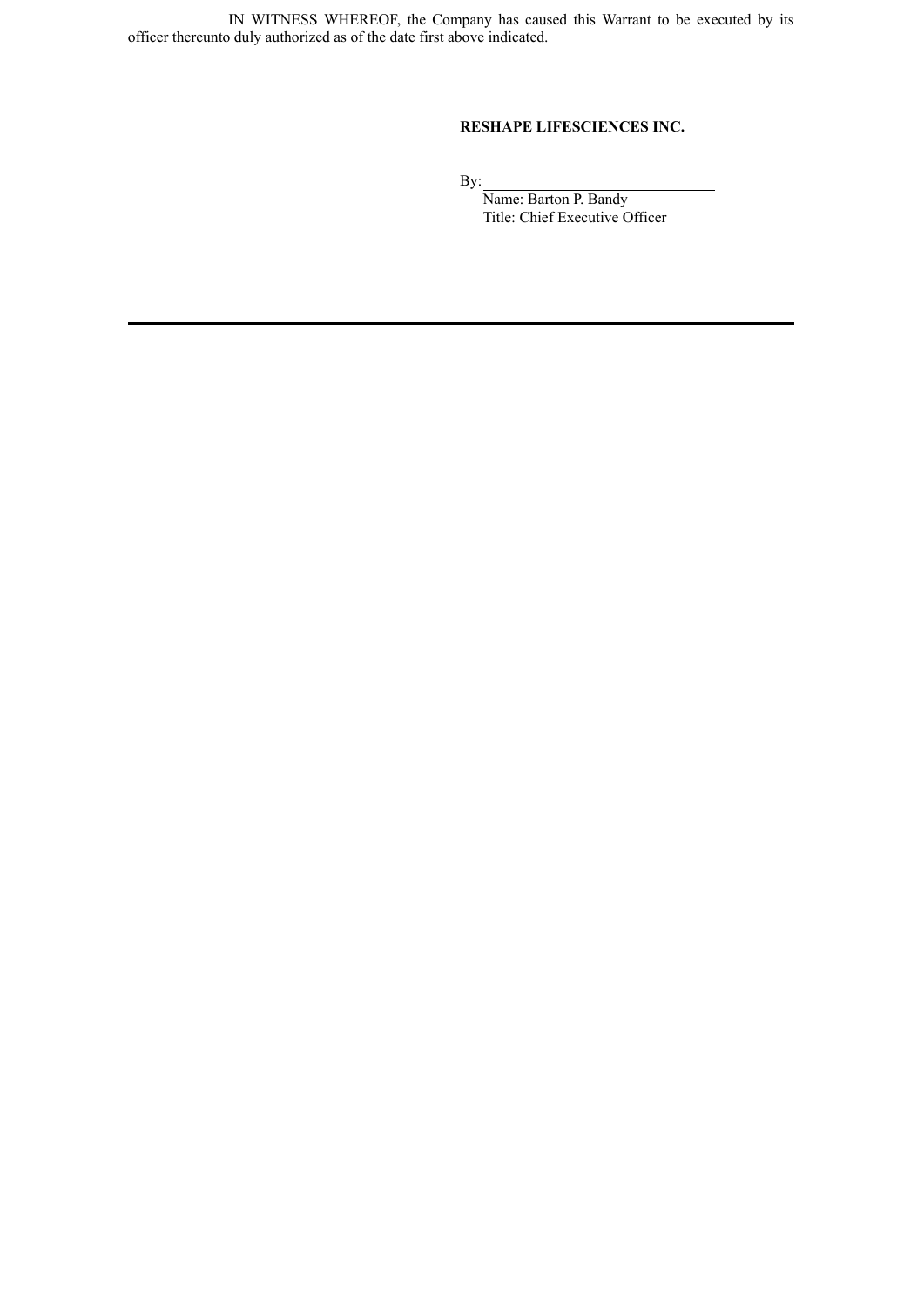IN WITNESS WHEREOF, the Company has caused this Warrant to be executed by its officer thereunto duly authorized as of the date first above indicated.

**RESHAPE LIFESCIENCES INC.**

By: ______________________________

Name: Barton P. Bandy

Title: Chief Executive Officer

---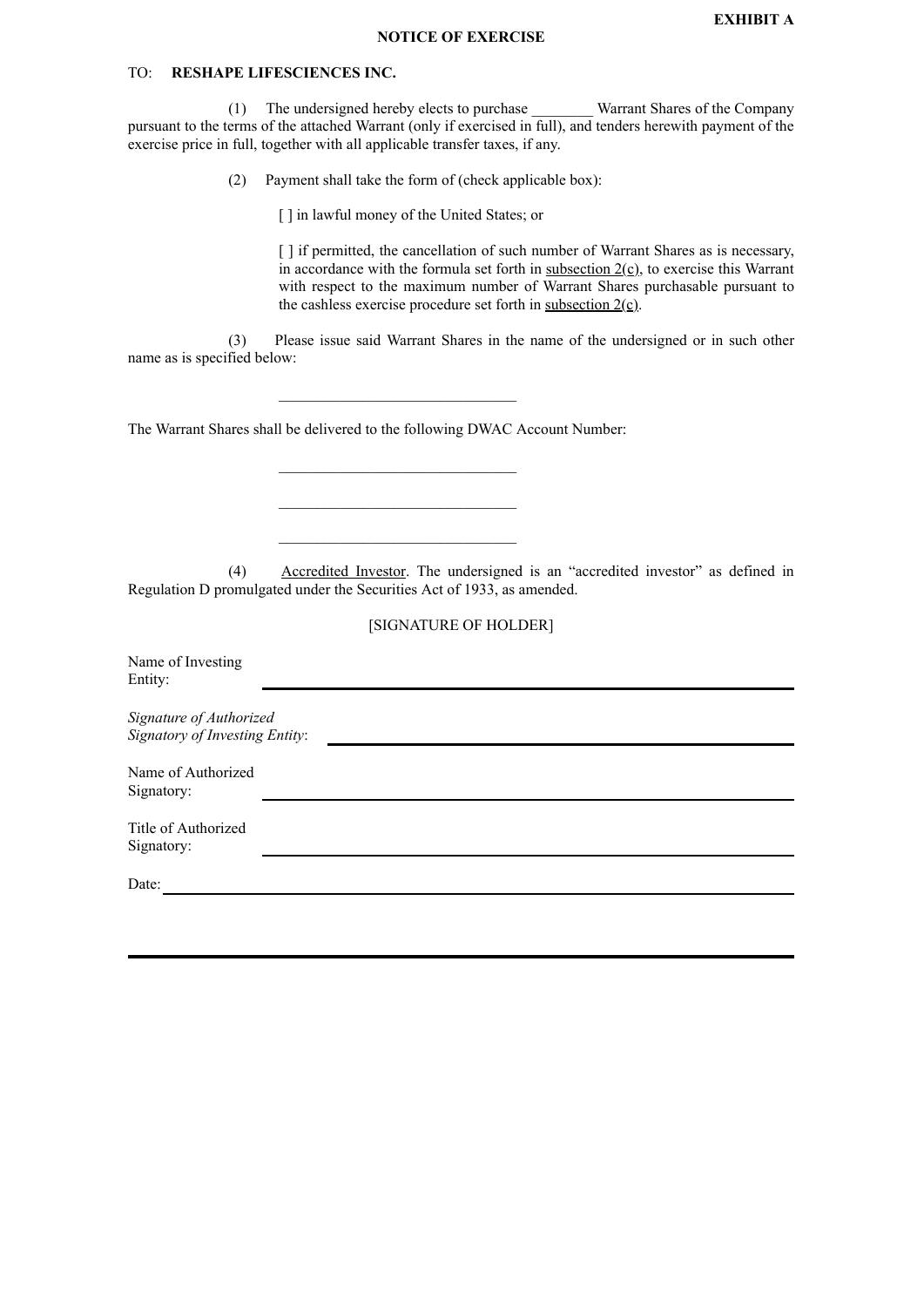**EXHIBIT A**

**NOTICE OF EXERCISE**

TO: **RESHAPE LIFESCIENCES INC.**

(1) The undersigned hereby elects to purchase ________ Warrant Shares of the Company pursuant to the terms of the attached Warrant (only if exercised in full), and tenders herewith payment of the exercise price in full, together with all applicable transfer taxes, if any.

(2) Payment shall take the form of (check applicable box):

[ ] in lawful money of the United States; or

[ ] if permitted, the cancellation of such number of Warrant Shares as is necessary, in accordance with the formula set forth in <u>subsection 2(c)</u>, to exercise this Warrant with respect to the maximum number of Warrant Shares purchasable pursuant to the cashless exercise procedure set forth in <u>subsection 2(c)</u>.

(3) Please issue said Warrant Shares in the name of the undersigned or in such other name as is specified below:

_______________________________

The Warrant Shares shall be delivered to the following DWAC Account Number:

_______________________________

_______________________________

_______________________________

(4) <u>Accredited Investor</u>. The undersigned is an "accredited investor" as defined in Regulation D promulgated under the Securities Act of 1933, as amended.

[SIGNATURE OF HOLDER]

Name of Investing Entity: _______________________________

*Signature of Authorized Signatory of Investing Entity*: _______________________________

Name of Authorized Signatory: _______________________________

Title of Authorized Signatory: _______________________________

Date: _______________________________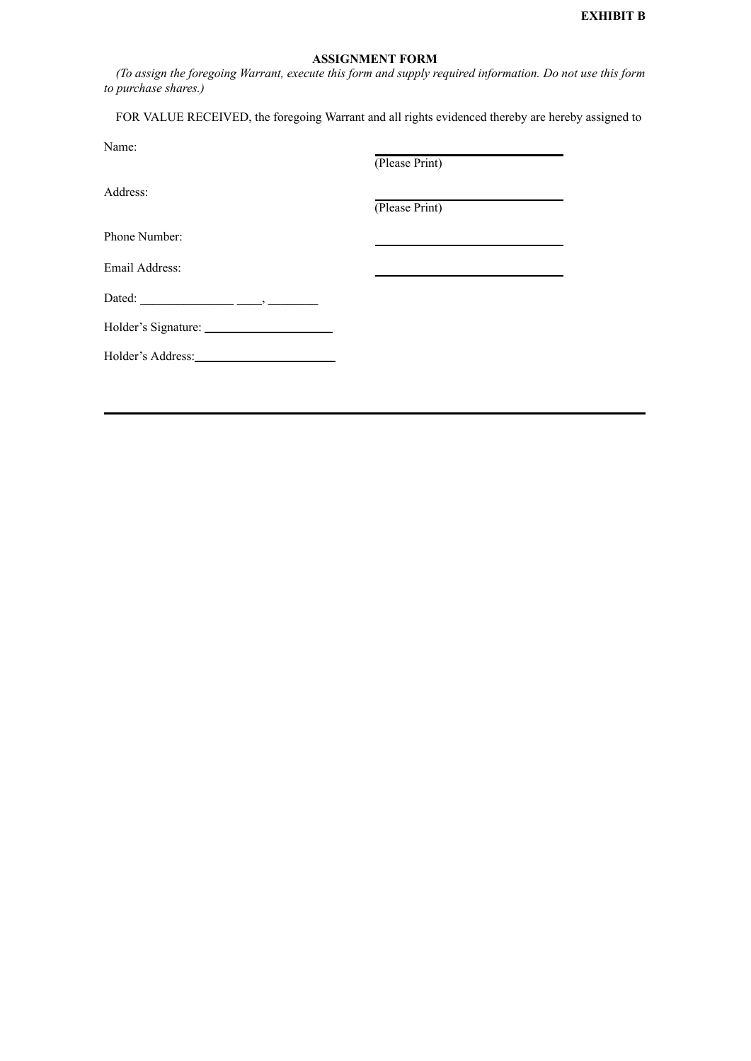**EXHIBIT B**

**ASSIGNMENT FORM**

*(To assign the foregoing Warrant, execute this form and supply required information. Do not use this form to purchase shares.)*

FOR VALUE RECEIVED, the foregoing Warrant and all rights evidenced thereby are hereby assigned to

Name: ______________________________
(Please Print)

Address: ______________________________
(Please Print)

Phone Number: ______________________________

Email Address: ______________________________

Dated: _______________ ____, ________

Holder's Signature: ______________________

Holder's Address: ______________________

---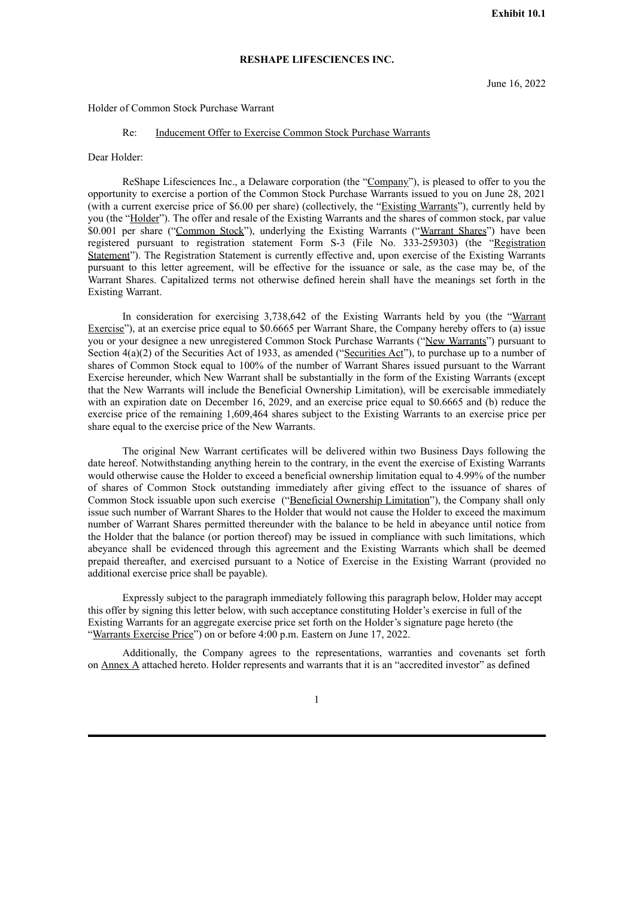**Exhibit 10.1**

**RESHAPE LIFESCIENCES INC.**

June 16, 2022

Holder of Common Stock Purchase Warrant

Re: Inducement Offer to Exercise Common Stock Purchase Warrants

Dear Holder:

ReShape Lifesciences Inc., a Delaware corporation (the "Company"), is pleased to offer to you the opportunity to exercise a portion of the Common Stock Purchase Warrants issued to you on June 28, 2021 (with a current exercise price of $6.00 per share) (collectively, the "Existing Warrants"), currently held by you (the "Holder"). The offer and resale of the Existing Warrants and the shares of common stock, par value $0.001 per share ("Common Stock"), underlying the Existing Warrants ("Warrant Shares") have been registered pursuant to registration statement Form S-3 (File No. 333-259303) (the "Registration Statement"). The Registration Statement is currently effective and, upon exercise of the Existing Warrants pursuant to this letter agreement, will be effective for the issuance or sale, as the case may be, of the Warrant Shares. Capitalized terms not otherwise defined herein shall have the meanings set forth in the Existing Warrant.

In consideration for exercising 3,738,642 of the Existing Warrants held by you (the "Warrant Exercise"), at an exercise price equal to $0.6665 per Warrant Share, the Company hereby offers to (a) issue you or your designee a new unregistered Common Stock Purchase Warrants ("New Warrants") pursuant to Section 4(a)(2) of the Securities Act of 1933, as amended ("Securities Act"), to purchase up to a number of shares of Common Stock equal to 100% of the number of Warrant Shares issued pursuant to the Warrant Exercise hereunder, which New Warrant shall be substantially in the form of the Existing Warrants (except that the New Warrants will include the Beneficial Ownership Limitation), will be exercisable immediately with an expiration date on December 16, 2029, and an exercise price equal to $0.6665 and (b) reduce the exercise price of the remaining 1,609,464 shares subject to the Existing Warrants to an exercise price per share equal to the exercise price of the New Warrants.

The original New Warrant certificates will be delivered within two Business Days following the date hereof. Notwithstanding anything herein to the contrary, in the event the exercise of Existing Warrants would otherwise cause the Holder to exceed a beneficial ownership limitation equal to 4.99% of the number of shares of Common Stock outstanding immediately after giving effect to the issuance of shares of Common Stock issuable upon such exercise ("Beneficial Ownership Limitation"), the Company shall only issue such number of Warrant Shares to the Holder that would not cause the Holder to exceed the maximum number of Warrant Shares permitted thereunder with the balance to be held in abeyance until notice from the Holder that the balance (or portion thereof) may be issued in compliance with such limitations, which abeyance shall be evidenced through this agreement and the Existing Warrants which shall be deemed prepaid thereafter, and exercised pursuant to a Notice of Exercise in the Existing Warrant (provided no additional exercise price shall be payable).

Expressly subject to the paragraph immediately following this paragraph below, Holder may accept this offer by signing this letter below, with such acceptance constituting Holder's exercise in full of the Existing Warrants for an aggregate exercise price set forth on the Holder's signature page hereto (the "Warrants Exercise Price") on or before 4:00 p.m. Eastern on June 17, 2022.

Additionally, the Company agrees to the representations, warranties and covenants set forth on Annex A attached hereto. Holder represents and warrants that it is an "accredited investor" as defined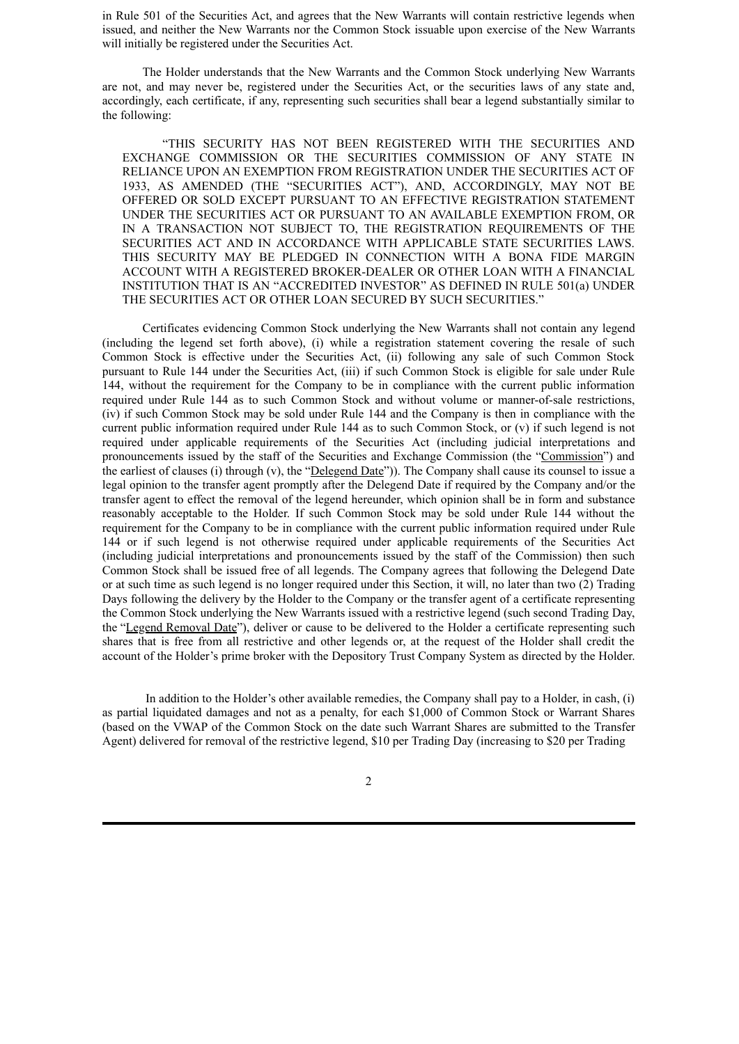in Rule 501 of the Securities Act, and agrees that the New Warrants will contain restrictive legends when issued, and neither the New Warrants nor the Common Stock issuable upon exercise of the New Warrants will initially be registered under the Securities Act.

The Holder understands that the New Warrants and the Common Stock underlying New Warrants are not, and may never be, registered under the Securities Act, or the securities laws of any state and, accordingly, each certificate, if any, representing such securities shall bear a legend substantially similar to the following:

> "THIS SECURITY HAS NOT BEEN REGISTERED WITH THE SECURITIES AND EXCHANGE COMMISSION OR THE SECURITIES COMMISSION OF ANY STATE IN RELIANCE UPON AN EXEMPTION FROM REGISTRATION UNDER THE SECURITIES ACT OF 1933, AS AMENDED (THE "SECURITIES ACT"), AND, ACCORDINGLY, MAY NOT BE OFFERED OR SOLD EXCEPT PURSUANT TO AN EFFECTIVE REGISTRATION STATEMENT UNDER THE SECURITIES ACT OR PURSUANT TO AN AVAILABLE EXEMPTION FROM, OR IN A TRANSACTION NOT SUBJECT TO, THE REGISTRATION REQUIREMENTS OF THE SECURITIES ACT AND IN ACCORDANCE WITH APPLICABLE STATE SECURITIES LAWS. THIS SECURITY MAY BE PLEDGED IN CONNECTION WITH A BONA FIDE MARGIN ACCOUNT WITH A REGISTERED BROKER-DEALER OR OTHER LOAN WITH A FINANCIAL INSTITUTION THAT IS AN "ACCREDITED INVESTOR" AS DEFINED IN RULE 501(a) UNDER THE SECURITIES ACT OR OTHER LOAN SECURED BY SUCH SECURITIES."

Certificates evidencing Common Stock underlying the New Warrants shall not contain any legend (including the legend set forth above), (i) while a registration statement covering the resale of such Common Stock is effective under the Securities Act, (ii) following any sale of such Common Stock pursuant to Rule 144 under the Securities Act, (iii) if such Common Stock is eligible for sale under Rule 144, without the requirement for the Company to be in compliance with the current public information required under Rule 144 as to such Common Stock and without volume or manner-of-sale restrictions, (iv) if such Common Stock may be sold under Rule 144 and the Company is then in compliance with the current public information required under Rule 144 as to such Common Stock, or (v) if such legend is not required under applicable requirements of the Securities Act (including judicial interpretations and pronouncements issued by the staff of the Securities and Exchange Commission (the "Commission") and the earliest of clauses (i) through (v), the "Delegend Date")). The Company shall cause its counsel to issue a legal opinion to the transfer agent promptly after the Delegend Date if required by the Company and/or the transfer agent to effect the removal of the legend hereunder, which opinion shall be in form and substance reasonably acceptable to the Holder. If such Common Stock may be sold under Rule 144 without the requirement for the Company to be in compliance with the current public information required under Rule 144 or if such legend is not otherwise required under applicable requirements of the Securities Act (including judicial interpretations and pronouncements issued by the staff of the Commission) then such Common Stock shall be issued free of all legends. The Company agrees that following the Delegend Date or at such time as such legend is no longer required under this Section, it will, no later than two (2) Trading Days following the delivery by the Holder to the Company or the transfer agent of a certificate representing the Common Stock underlying the New Warrants issued with a restrictive legend (such second Trading Day, the "Legend Removal Date"), deliver or cause to be delivered to the Holder a certificate representing such shares that is free from all restrictive and other legends or, at the request of the Holder shall credit the account of the Holder's prime broker with the Depository Trust Company System as directed by the Holder.

In addition to the Holder's other available remedies, the Company shall pay to a Holder, in cash, (i) as partial liquidated damages and not as a penalty, for each $1,000 of Common Stock or Warrant Shares (based on the VWAP of the Common Stock on the date such Warrant Shares are submitted to the Transfer Agent) delivered for removal of the restrictive legend, $10 per Trading Day (increasing to $20 per Trading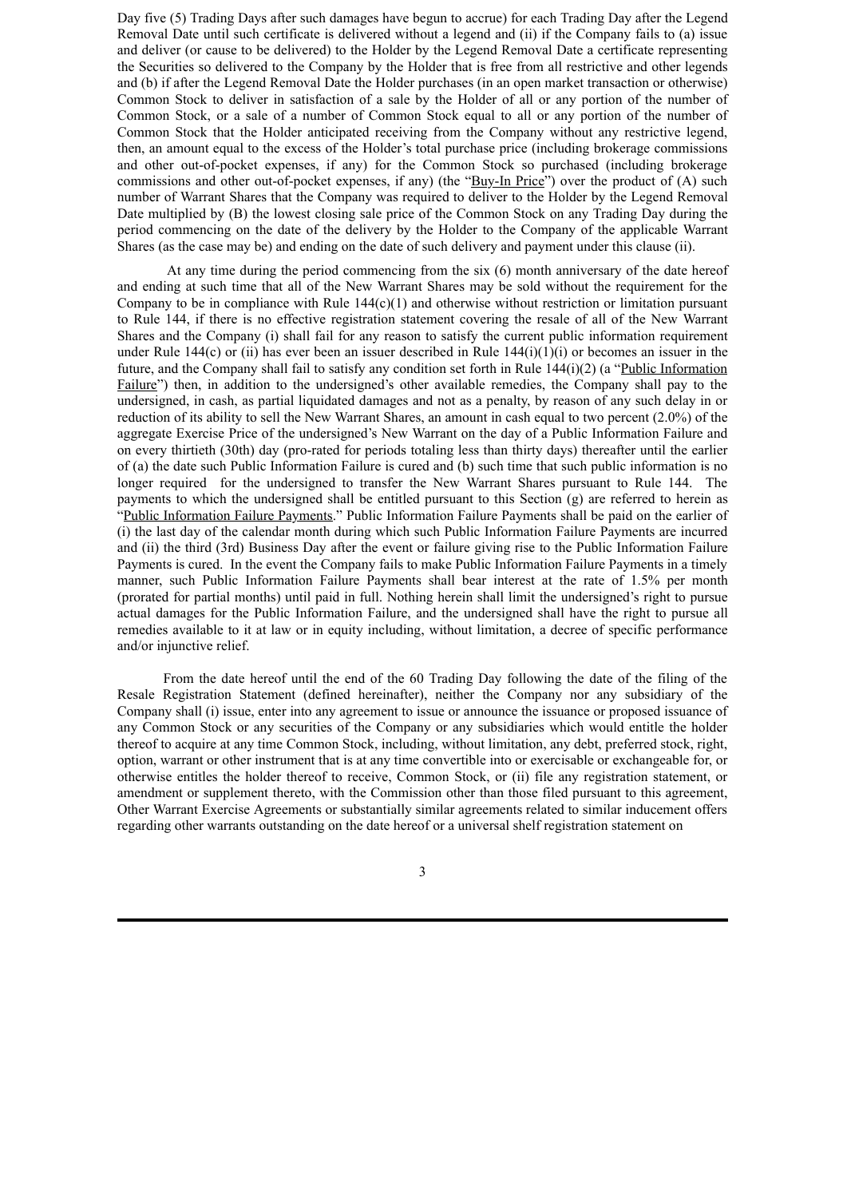Day five (5) Trading Days after such damages have begun to accrue) for each Trading Day after the Legend Removal Date until such certificate is delivered without a legend and (ii) if the Company fails to (a) issue and deliver (or cause to be delivered) to the Holder by the Legend Removal Date a certificate representing the Securities so delivered to the Company by the Holder that is free from all restrictive and other legends and (b) if after the Legend Removal Date the Holder purchases (in an open market transaction or otherwise) Common Stock to deliver in satisfaction of a sale by the Holder of all or any portion of the number of Common Stock, or a sale of a number of Common Stock equal to all or any portion of the number of Common Stock that the Holder anticipated receiving from the Company without any restrictive legend, then, an amount equal to the excess of the Holder's total purchase price (including brokerage commissions and other out-of-pocket expenses, if any) for the Common Stock so purchased (including brokerage commissions and other out-of-pocket expenses, if any) (the "Buy-In Price") over the product of (A) such number of Warrant Shares that the Company was required to deliver to the Holder by the Legend Removal Date multiplied by (B) the lowest closing sale price of the Common Stock on any Trading Day during the period commencing on the date of the delivery by the Holder to the Company of the applicable Warrant Shares (as the case may be) and ending on the date of such delivery and payment under this clause (ii).

At any time during the period commencing from the six (6) month anniversary of the date hereof and ending at such time that all of the New Warrant Shares may be sold without the requirement for the Company to be in compliance with Rule 144(c)(1) and otherwise without restriction or limitation pursuant to Rule 144, if there is no effective registration statement covering the resale of all of the New Warrant Shares and the Company (i) shall fail for any reason to satisfy the current public information requirement under Rule 144(c) or (ii) has ever been an issuer described in Rule 144(i)(1)(i) or becomes an issuer in the future, and the Company shall fail to satisfy any condition set forth in Rule 144(i)(2) (a "Public Information Failure") then, in addition to the undersigned's other available remedies, the Company shall pay to the undersigned, in cash, as partial liquidated damages and not as a penalty, by reason of any such delay in or reduction of its ability to sell the New Warrant Shares, an amount in cash equal to two percent (2.0%) of the aggregate Exercise Price of the undersigned's New Warrant on the day of a Public Information Failure and on every thirtieth (30th) day (pro-rated for periods totaling less than thirty days) thereafter until the earlier of (a) the date such Public Information Failure is cured and (b) such time that such public information is no longer required for the undersigned to transfer the New Warrant Shares pursuant to Rule 144. The payments to which the undersigned shall be entitled pursuant to this Section (g) are referred to herein as "Public Information Failure Payments." Public Information Failure Payments shall be paid on the earlier of (i) the last day of the calendar month during which such Public Information Failure Payments are incurred and (ii) the third (3rd) Business Day after the event or failure giving rise to the Public Information Failure Payments is cured. In the event the Company fails to make Public Information Failure Payments in a timely manner, such Public Information Failure Payments shall bear interest at the rate of 1.5% per month (prorated for partial months) until paid in full. Nothing herein shall limit the undersigned's right to pursue actual damages for the Public Information Failure, and the undersigned shall have the right to pursue all remedies available to it at law or in equity including, without limitation, a decree of specific performance and/or injunctive relief.

From the date hereof until the end of the 60 Trading Day following the date of the filing of the Resale Registration Statement (defined hereinafter), neither the Company nor any subsidiary of the Company shall (i) issue, enter into any agreement to issue or announce the issuance or proposed issuance of any Common Stock or any securities of the Company or any subsidiaries which would entitle the holder thereof to acquire at any time Common Stock, including, without limitation, any debt, preferred stock, right, option, warrant or other instrument that is at any time convertible into or exercisable or exchangeable for, or otherwise entitles the holder thereof to receive, Common Stock, or (ii) file any registration statement, or amendment or supplement thereto, with the Commission other than those filed pursuant to this agreement, Other Warrant Exercise Agreements or substantially similar agreements related to similar inducement offers regarding other warrants outstanding on the date hereof or a universal shelf registration statement on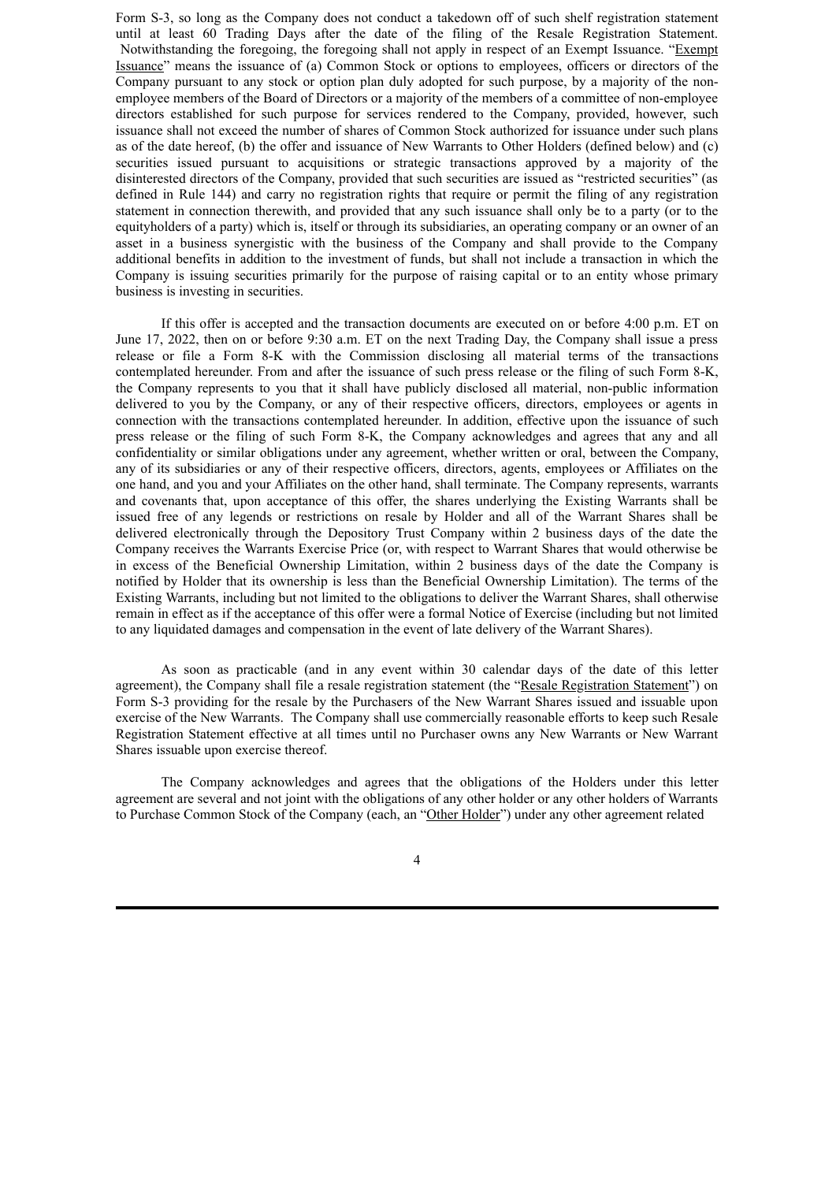Form S-3, so long as the Company does not conduct a takedown off of such shelf registration statement until at least 60 Trading Days after the date of the filing of the Resale Registration Statement. Notwithstanding the foregoing, the foregoing shall not apply in respect of an Exempt Issuance. "Exempt Issuance" means the issuance of (a) Common Stock or options to employees, officers or directors of the Company pursuant to any stock or option plan duly adopted for such purpose, by a majority of the non-employee members of the Board of Directors or a majority of the members of a committee of non-employee directors established for such purpose for services rendered to the Company, provided, however, such issuance shall not exceed the number of shares of Common Stock authorized for issuance under such plans as of the date hereof, (b) the offer and issuance of New Warrants to Other Holders (defined below) and (c) securities issued pursuant to acquisitions or strategic transactions approved by a majority of the disinterested directors of the Company, provided that such securities are issued as "restricted securities" (as defined in Rule 144) and carry no registration rights that require or permit the filing of any registration statement in connection therewith, and provided that any such issuance shall only be to a party (or to the equityholders of a party) which is, itself or through its subsidiaries, an operating company or an owner of an asset in a business synergistic with the business of the Company and shall provide to the Company additional benefits in addition to the investment of funds, but shall not include a transaction in which the Company is issuing securities primarily for the purpose of raising capital or to an entity whose primary business is investing in securities.

If this offer is accepted and the transaction documents are executed on or before 4:00 p.m. ET on June 17, 2022, then on or before 9:30 a.m. ET on the next Trading Day, the Company shall issue a press release or file a Form 8-K with the Commission disclosing all material terms of the transactions contemplated hereunder. From and after the issuance of such press release or the filing of such Form 8-K, the Company represents to you that it shall have publicly disclosed all material, non-public information delivered to you by the Company, or any of their respective officers, directors, employees or agents in connection with the transactions contemplated hereunder. In addition, effective upon the issuance of such press release or the filing of such Form 8-K, the Company acknowledges and agrees that any and all confidentiality or similar obligations under any agreement, whether written or oral, between the Company, any of its subsidiaries or any of their respective officers, directors, agents, employees or Affiliates on the one hand, and you and your Affiliates on the other hand, shall terminate. The Company represents, warrants and covenants that, upon acceptance of this offer, the shares underlying the Existing Warrants shall be issued free of any legends or restrictions on resale by Holder and all of the Warrant Shares shall be delivered electronically through the Depository Trust Company within 2 business days of the date the Company receives the Warrants Exercise Price (or, with respect to Warrant Shares that would otherwise be in excess of the Beneficial Ownership Limitation, within 2 business days of the date the Company is notified by Holder that its ownership is less than the Beneficial Ownership Limitation). The terms of the Existing Warrants, including but not limited to the obligations to deliver the Warrant Shares, shall otherwise remain in effect as if the acceptance of this offer were a formal Notice of Exercise (including but not limited to any liquidated damages and compensation in the event of late delivery of the Warrant Shares).

As soon as practicable (and in any event within 30 calendar days of the date of this letter agreement), the Company shall file a resale registration statement (the "Resale Registration Statement") on Form S-3 providing for the resale by the Purchasers of the New Warrant Shares issued and issuable upon exercise of the New Warrants. The Company shall use commercially reasonable efforts to keep such Resale Registration Statement effective at all times until no Purchaser owns any New Warrants or New Warrant Shares issuable upon exercise thereof.

The Company acknowledges and agrees that the obligations of the Holders under this letter agreement are several and not joint with the obligations of any other holder or any other holders of Warrants to Purchase Common Stock of the Company (each, an "Other Holder") under any other agreement related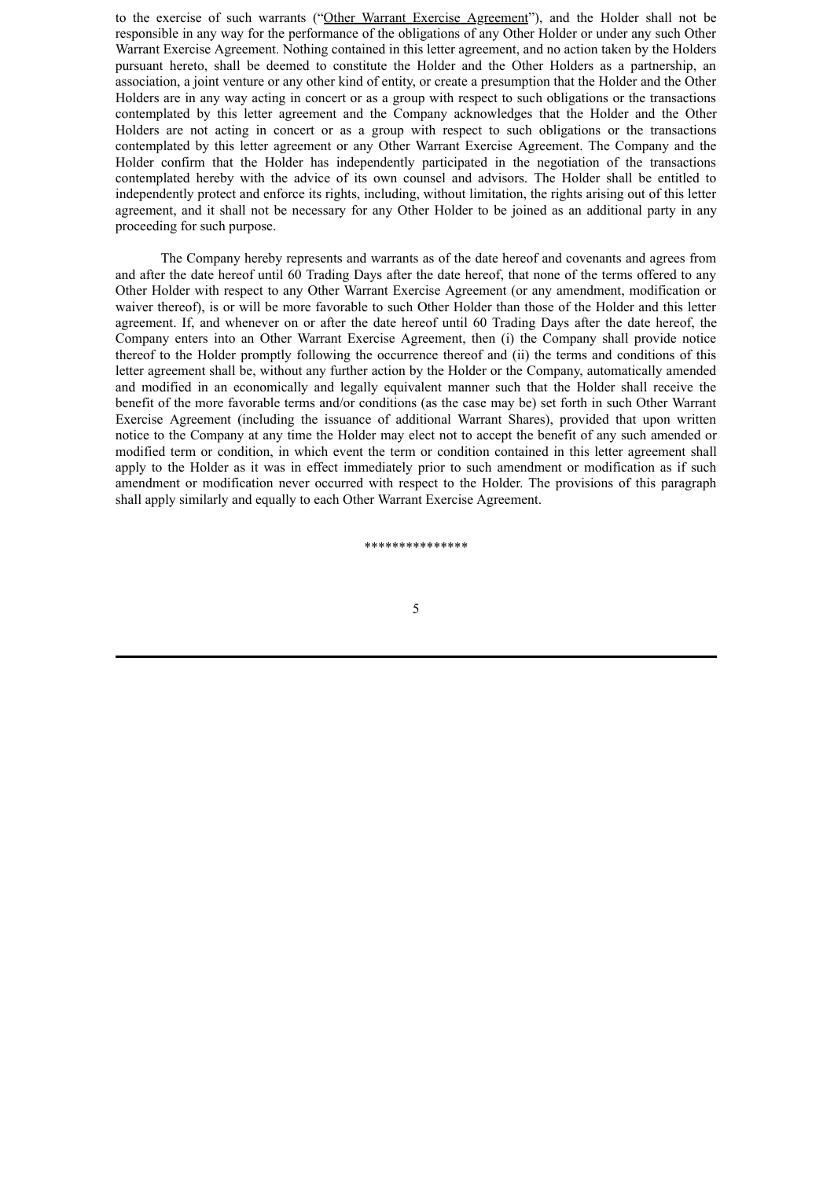to the exercise of such warrants ("Other Warrant Exercise Agreement"), and the Holder shall not be responsible in any way for the performance of the obligations of any Other Holder or under any such Other Warrant Exercise Agreement. Nothing contained in this letter agreement, and no action taken by the Holders pursuant hereto, shall be deemed to constitute the Holder and the Other Holders as a partnership, an association, a joint venture or any other kind of entity, or create a presumption that the Holder and the Other Holders are in any way acting in concert or as a group with respect to such obligations or the transactions contemplated by this letter agreement and the Company acknowledges that the Holder and the Other Holders are not acting in concert or as a group with respect to such obligations or the transactions contemplated by this letter agreement or any Other Warrant Exercise Agreement. The Company and the Holder confirm that the Holder has independently participated in the negotiation of the transactions contemplated hereby with the advice of its own counsel and advisors. The Holder shall be entitled to independently protect and enforce its rights, including, without limitation, the rights arising out of this letter agreement, and it shall not be necessary for any Other Holder to be joined as an additional party in any proceeding for such purpose.

The Company hereby represents and warrants as of the date hereof and covenants and agrees from and after the date hereof until 60 Trading Days after the date hereof, that none of the terms offered to any Other Holder with respect to any Other Warrant Exercise Agreement (or any amendment, modification or waiver thereof), is or will be more favorable to such Other Holder than those of the Holder and this letter agreement. If, and whenever on or after the date hereof until 60 Trading Days after the date hereof, the Company enters into an Other Warrant Exercise Agreement, then (i) the Company shall provide notice thereof to the Holder promptly following the occurrence thereof and (ii) the terms and conditions of this letter agreement shall be, without any further action by the Holder or the Company, automatically amended and modified in an economically and legally equivalent manner such that the Holder shall receive the benefit of the more favorable terms and/or conditions (as the case may be) set forth in such Other Warrant Exercise Agreement (including the issuance of additional Warrant Shares), provided that upon written notice to the Company at any time the Holder may elect not to accept the benefit of any such amended or modified term or condition, in which event the term or condition contained in this letter agreement shall apply to the Holder as it was in effect immediately prior to such amendment or modification as if such amendment or modification never occurred with respect to the Holder. The provisions of this paragraph shall apply similarly and equally to each Other Warrant Exercise Agreement.

***************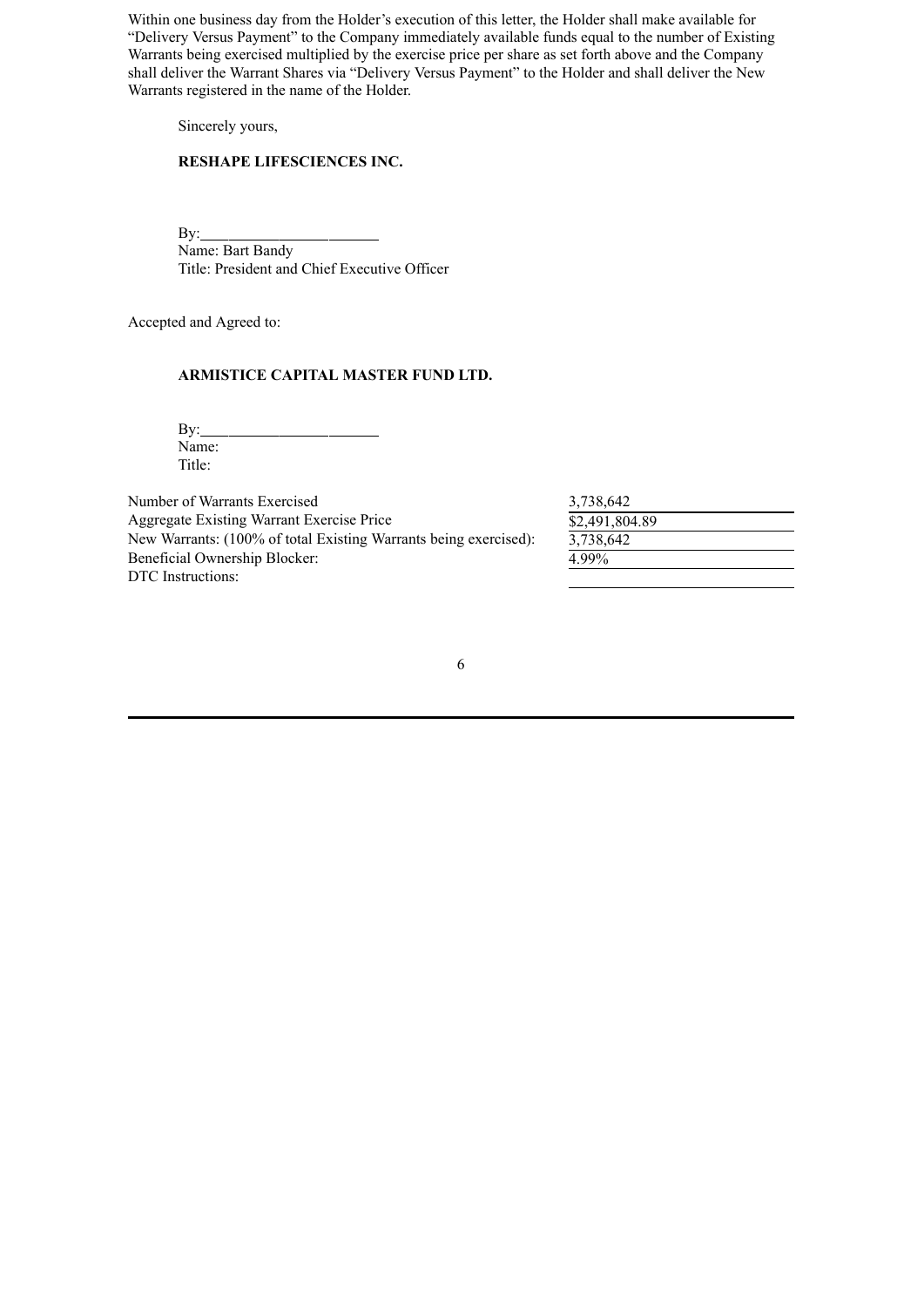Within one business day from the Holder's execution of this letter, the Holder shall make available for "Delivery Versus Payment" to the Company immediately available funds equal to the number of Existing Warrants being exercised multiplied by the exercise price per share as set forth above and the Company shall deliver the Warrant Shares via "Delivery Versus Payment" to the Holder and shall deliver the New Warrants registered in the name of the Holder.

Sincerely yours,

**RESHAPE LIFESCIENCES INC.**

By:\_\_\_\_\_\_\_\_\_\_\_\_\_\_\_\_\_\_\_\_\_\_\_\_
Name: Bart Bandy
Title: President and Chief Executive Officer

Accepted and Agreed to:

**ARMISTICE CAPITAL MASTER FUND LTD.**

By:\_\_\_\_\_\_\_\_\_\_\_\_\_\_\_\_\_\_\_\_\_\_\_\_
Name:
Title:

| | |
|---|---|
| Number of Warrants Exercised | 3,738,642 |
| Aggregate Existing Warrant Exercise Price | $2,491,804.89 |
| New Warrants: (100% of total Existing Warrants being exercised): | 3,738,642 |
| Beneficial Ownership Blocker: | 4.99% |
| DTC Instructions: | |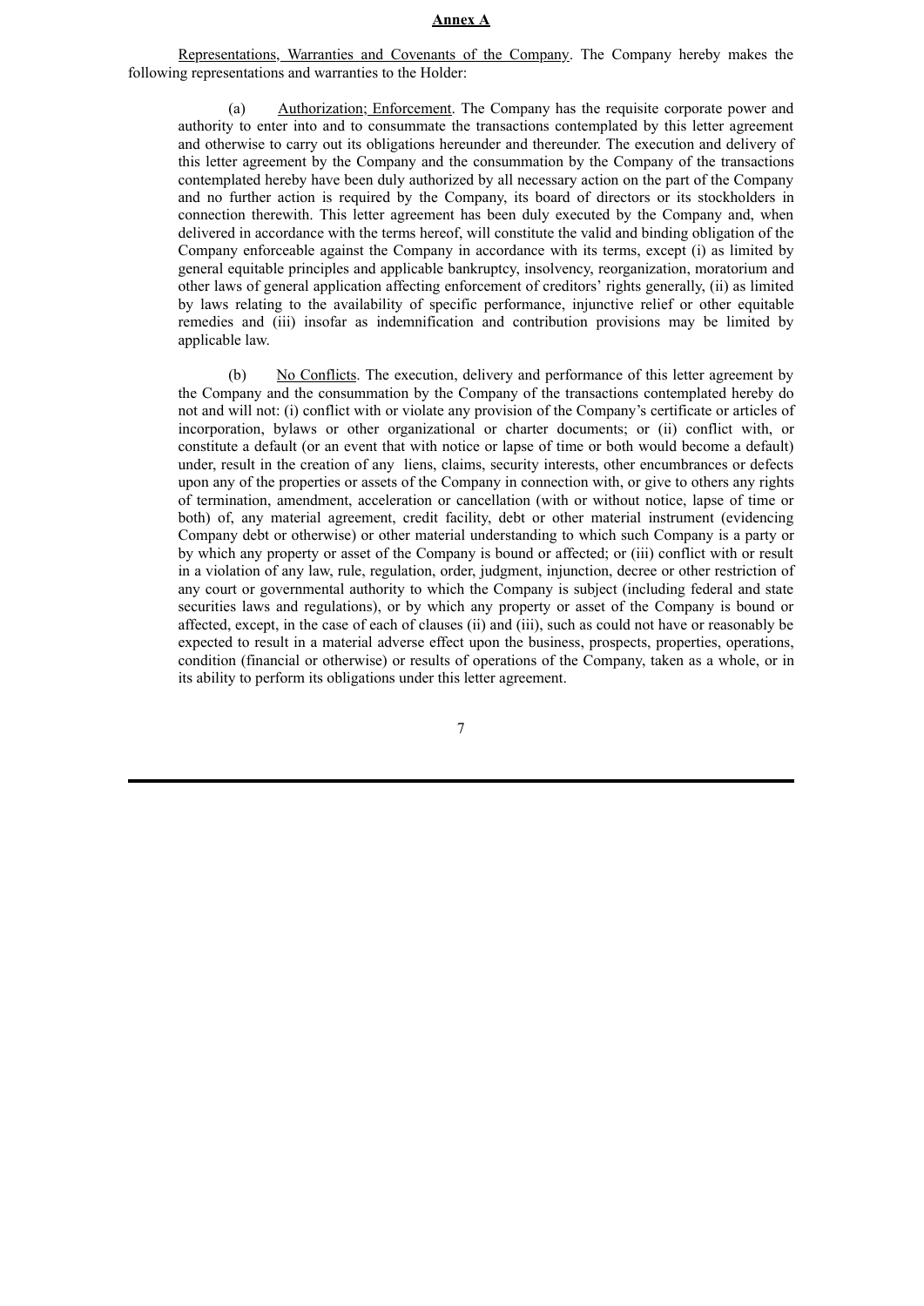**Annex A**

Representations, Warranties and Covenants of the Company. The Company hereby makes the following representations and warranties to the Holder:

(a) Authorization; Enforcement. The Company has the requisite corporate power and authority to enter into and to consummate the transactions contemplated by this letter agreement and otherwise to carry out its obligations hereunder and thereunder. The execution and delivery of this letter agreement by the Company and the consummation by the Company of the transactions contemplated hereby have been duly authorized by all necessary action on the part of the Company and no further action is required by the Company, its board of directors or its stockholders in connection therewith. This letter agreement has been duly executed by the Company and, when delivered in accordance with the terms hereof, will constitute the valid and binding obligation of the Company enforceable against the Company in accordance with its terms, except (i) as limited by general equitable principles and applicable bankruptcy, insolvency, reorganization, moratorium and other laws of general application affecting enforcement of creditors' rights generally, (ii) as limited by laws relating to the availability of specific performance, injunctive relief or other equitable remedies and (iii) insofar as indemnification and contribution provisions may be limited by applicable law.

(b) No Conflicts. The execution, delivery and performance of this letter agreement by the Company and the consummation by the Company of the transactions contemplated hereby do not and will not: (i) conflict with or violate any provision of the Company's certificate or articles of incorporation, bylaws or other organizational or charter documents; or (ii) conflict with, or constitute a default (or an event that with notice or lapse of time or both would become a default) under, result in the creation of any liens, claims, security interests, other encumbrances or defects upon any of the properties or assets of the Company in connection with, or give to others any rights of termination, amendment, acceleration or cancellation (with or without notice, lapse of time or both) of, any material agreement, credit facility, debt or other material instrument (evidencing Company debt or otherwise) or other material understanding to which such Company is a party or by which any property or asset of the Company is bound or affected; or (iii) conflict with or result in a violation of any law, rule, regulation, order, judgment, injunction, decree or other restriction of any court or governmental authority to which the Company is subject (including federal and state securities laws and regulations), or by which any property or asset of the Company is bound or affected, except, in the case of each of clauses (ii) and (iii), such as could not have or reasonably be expected to result in a material adverse effect upon the business, prospects, properties, operations, condition (financial or otherwise) or results of operations of the Company, taken as a whole, or in its ability to perform its obligations under this letter agreement.